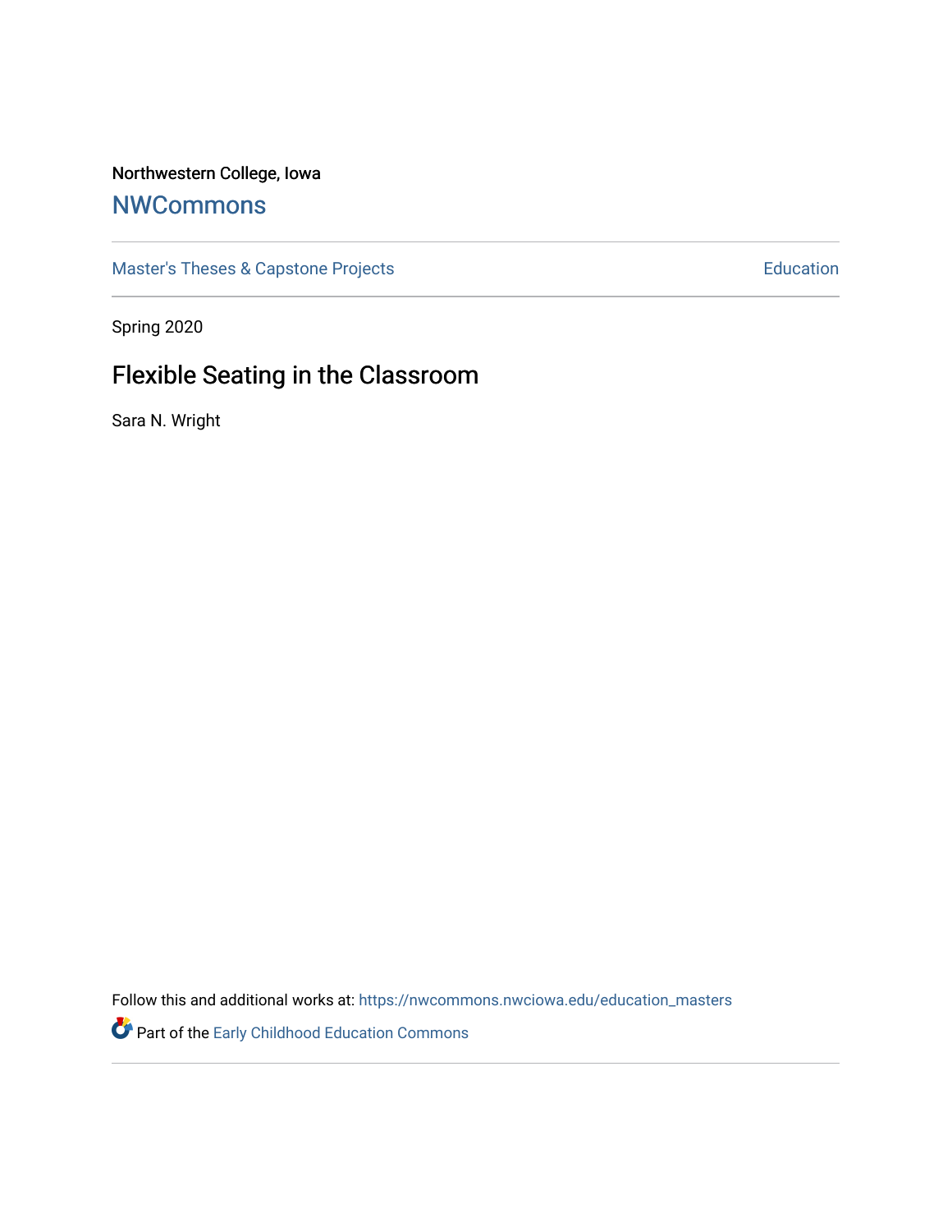Northwestern College, Iowa

# NWCommons

Master's Theses & Capstone Projects | Education

Spring 2020

## Flexible Seating in the Classroom

Sara N. Wright

Follow this and additional works at: https://nwcommons.nwciowa.edu/education_masters

Part of the Early Childhood Education Commons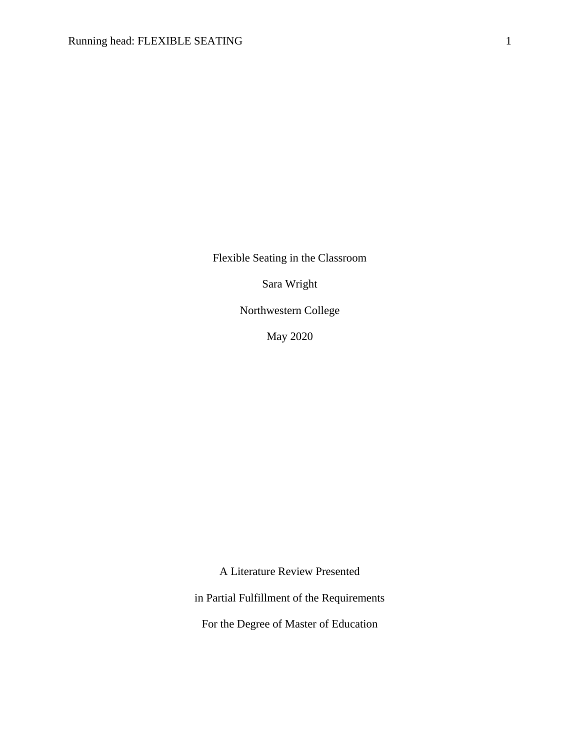Flexible Seating in the Classroom

Sara Wright

Northwestern College

May 2020

A Literature Review Presented

in Partial Fulfillment of the Requirements

For the Degree of Master of Education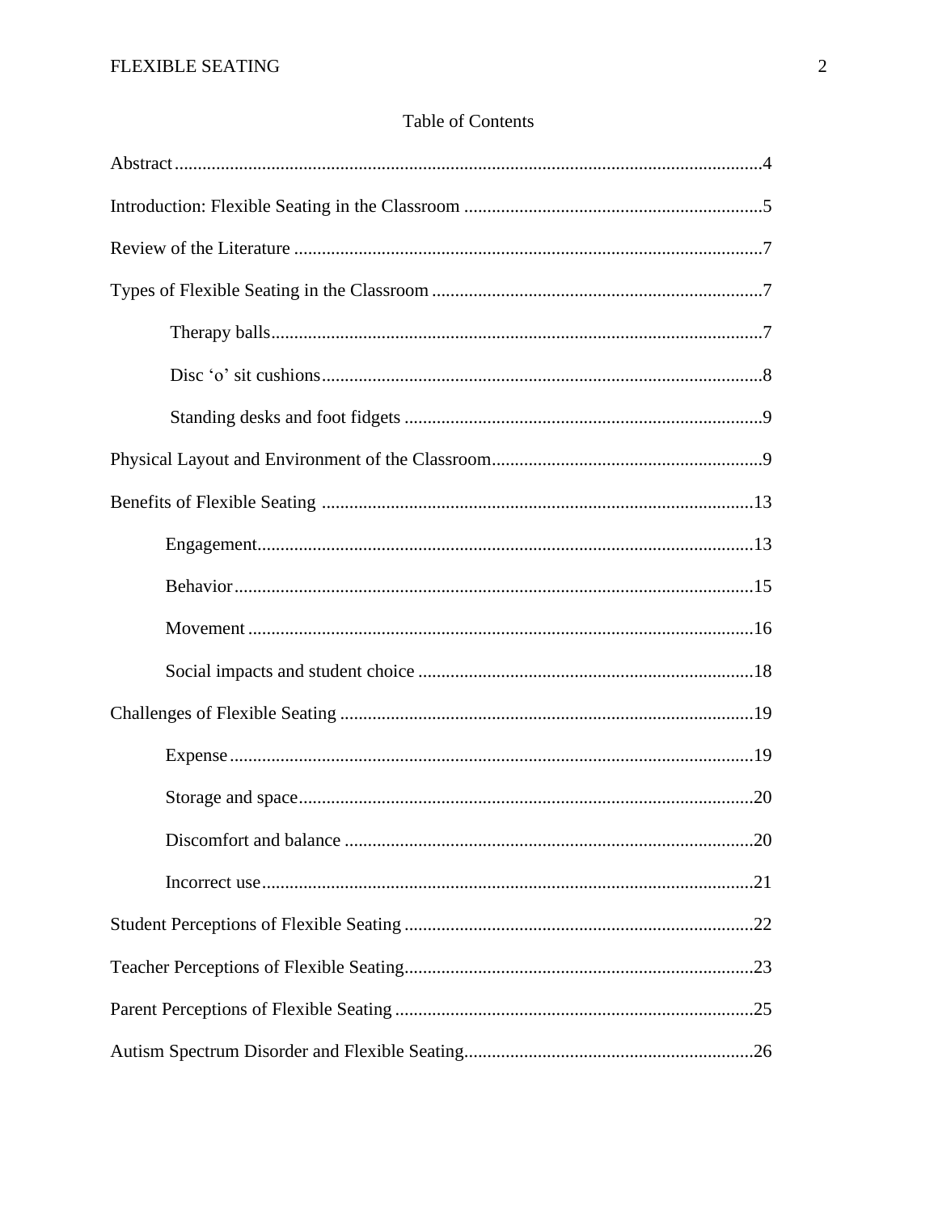# Table of Contents

Abstract....................................................................................................................4

Introduction: Flexible Seating in the Classroom .................................................................5

Review of the Literature ......................................................................................................7

Types of Flexible Seating in the Classroom ........................................................................7

- Therapy balls...........................................................................................................7
- Disc 'o' sit cushions................................................................................................8
- Standing desks and foot fidgets ..............................................................................9

Physical Layout and Environment of the Classroom............................................................9

Benefits of Flexible Seating ..............................................................................................13

- Engagement............................................................................................................13
- Behavior.................................................................................................................15
- Movement ..............................................................................................................16
- Social impacts and student choice ..........................................................................18

Challenges of Flexible Seating ..........................................................................................19

- Expense..................................................................................................................19
- Storage and space...................................................................................................20
- Discomfort and balance .........................................................................................20
- Incorrect use...........................................................................................................21

Student Perceptions of Flexible Seating ............................................................................22

Teacher Perceptions of Flexible Seating............................................................................23

Parent Perceptions of Flexible Seating ..............................................................................25

Autism Spectrum Disorder and Flexible Seating...............................................................26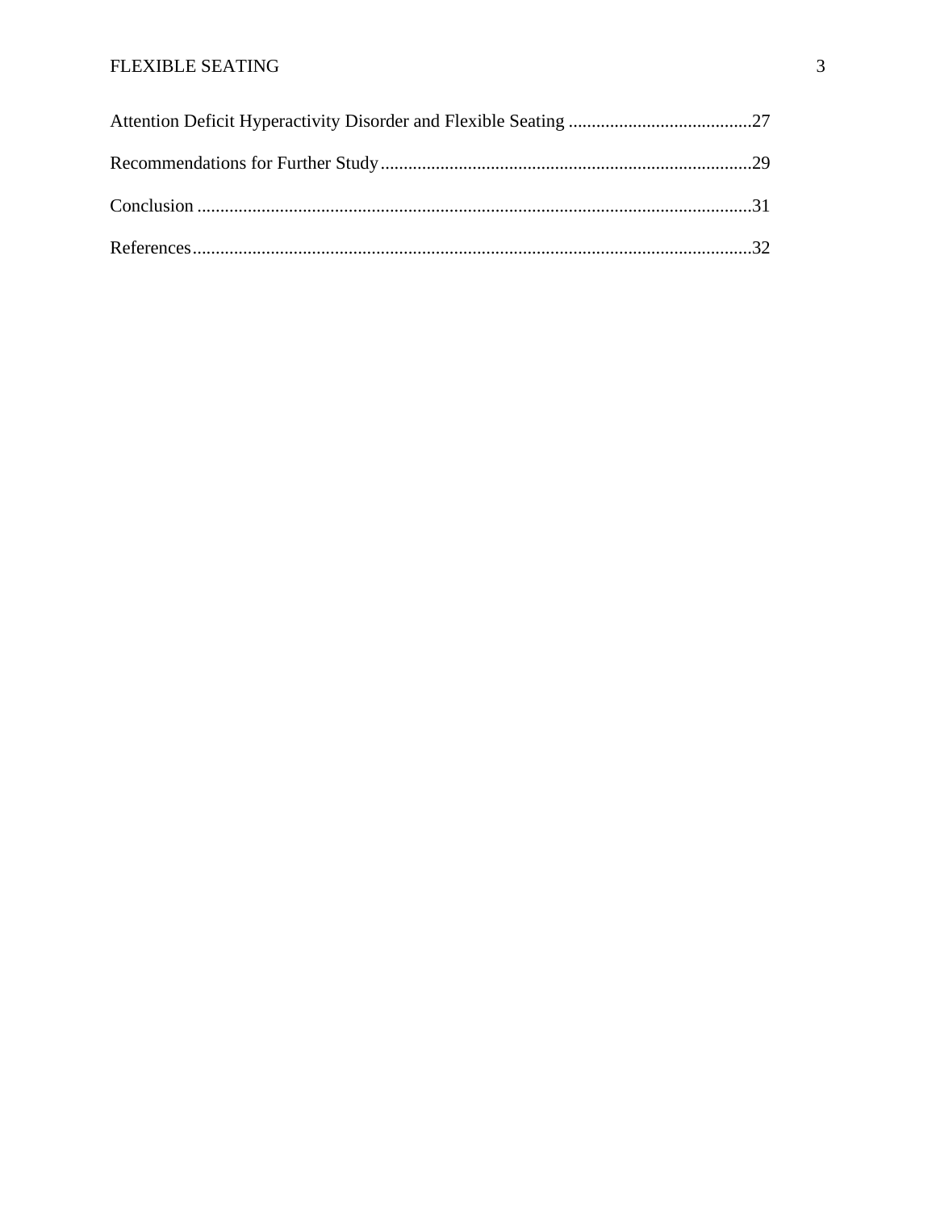Attention Deficit Hyperactivity Disorder and Flexible Seating ........................................27

Recommendations for Further Study ................................................................................29

Conclusion ........................................................................................................................31

References .........................................................................................................................32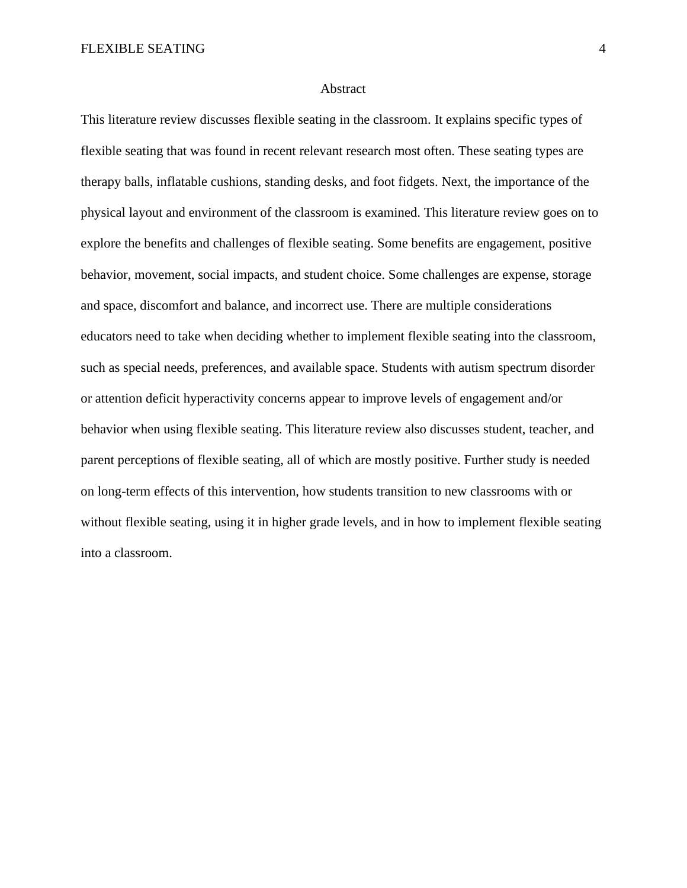# Abstract

This literature review discusses flexible seating in the classroom. It explains specific types of flexible seating that was found in recent relevant research most often. These seating types are therapy balls, inflatable cushions, standing desks, and foot fidgets. Next, the importance of the physical layout and environment of the classroom is examined. This literature review goes on to explore the benefits and challenges of flexible seating. Some benefits are engagement, positive behavior, movement, social impacts, and student choice. Some challenges are expense, storage and space, discomfort and balance, and incorrect use. There are multiple considerations educators need to take when deciding whether to implement flexible seating into the classroom, such as special needs, preferences, and available space. Students with autism spectrum disorder or attention deficit hyperactivity concerns appear to improve levels of engagement and/or behavior when using flexible seating. This literature review also discusses student, teacher, and parent perceptions of flexible seating, all of which are mostly positive. Further study is needed on long-term effects of this intervention, how students transition to new classrooms with or without flexible seating, using it in higher grade levels, and in how to implement flexible seating into a classroom.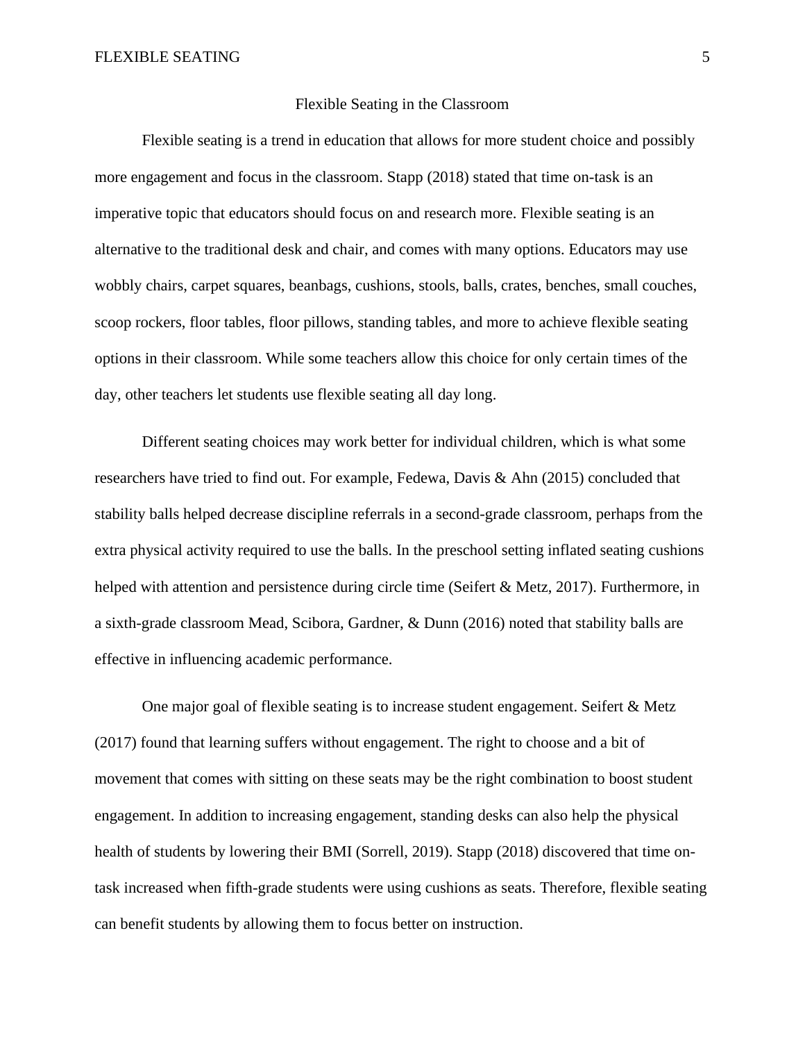# Flexible Seating in the Classroom

Flexible seating is a trend in education that allows for more student choice and possibly more engagement and focus in the classroom. Stapp (2018) stated that time on-task is an imperative topic that educators should focus on and research more. Flexible seating is an alternative to the traditional desk and chair, and comes with many options. Educators may use wobbly chairs, carpet squares, beanbags, cushions, stools, balls, crates, benches, small couches, scoop rockers, floor tables, floor pillows, standing tables, and more to achieve flexible seating options in their classroom. While some teachers allow this choice for only certain times of the day, other teachers let students use flexible seating all day long.

Different seating choices may work better for individual children, which is what some researchers have tried to find out. For example, Fedewa, Davis & Ahn (2015) concluded that stability balls helped decrease discipline referrals in a second-grade classroom, perhaps from the extra physical activity required to use the balls. In the preschool setting inflated seating cushions helped with attention and persistence during circle time (Seifert & Metz, 2017). Furthermore, in a sixth-grade classroom Mead, Scibora, Gardner, & Dunn (2016) noted that stability balls are effective in influencing academic performance.

One major goal of flexible seating is to increase student engagement. Seifert & Metz (2017) found that learning suffers without engagement. The right to choose and a bit of movement that comes with sitting on these seats may be the right combination to boost student engagement. In addition to increasing engagement, standing desks can also help the physical health of students by lowering their BMI (Sorrell, 2019). Stapp (2018) discovered that time on-task increased when fifth-grade students were using cushions as seats. Therefore, flexible seating can benefit students by allowing them to focus better on instruction.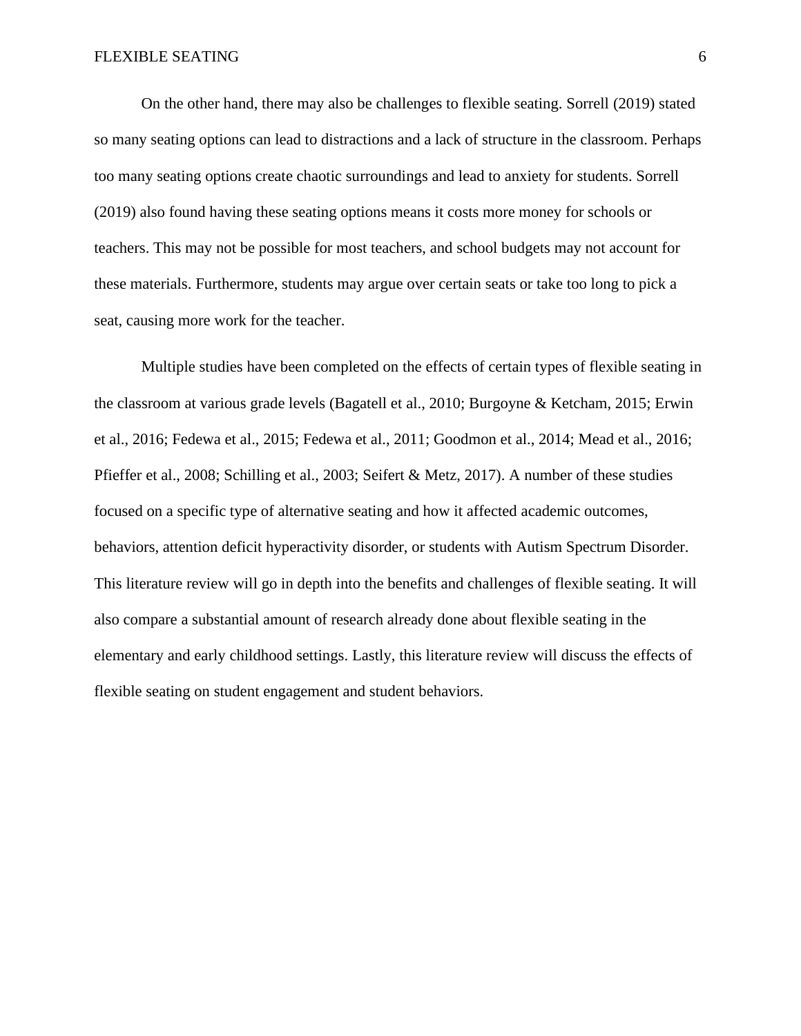On the other hand, there may also be challenges to flexible seating. Sorrell (2019) stated so many seating options can lead to distractions and a lack of structure in the classroom. Perhaps too many seating options create chaotic surroundings and lead to anxiety for students. Sorrell (2019) also found having these seating options means it costs more money for schools or teachers. This may not be possible for most teachers, and school budgets may not account for these materials. Furthermore, students may argue over certain seats or take too long to pick a seat, causing more work for the teacher.

Multiple studies have been completed on the effects of certain types of flexible seating in the classroom at various grade levels (Bagatell et al., 2010; Burgoyne & Ketcham, 2015; Erwin et al., 2016; Fedewa et al., 2015; Fedewa et al., 2011; Goodmon et al., 2014; Mead et al., 2016; Pfieffer et al., 2008; Schilling et al., 2003; Seifert & Metz, 2017). A number of these studies focused on a specific type of alternative seating and how it affected academic outcomes, behaviors, attention deficit hyperactivity disorder, or students with Autism Spectrum Disorder. This literature review will go in depth into the benefits and challenges of flexible seating. It will also compare a substantial amount of research already done about flexible seating in the elementary and early childhood settings. Lastly, this literature review will discuss the effects of flexible seating on student engagement and student behaviors.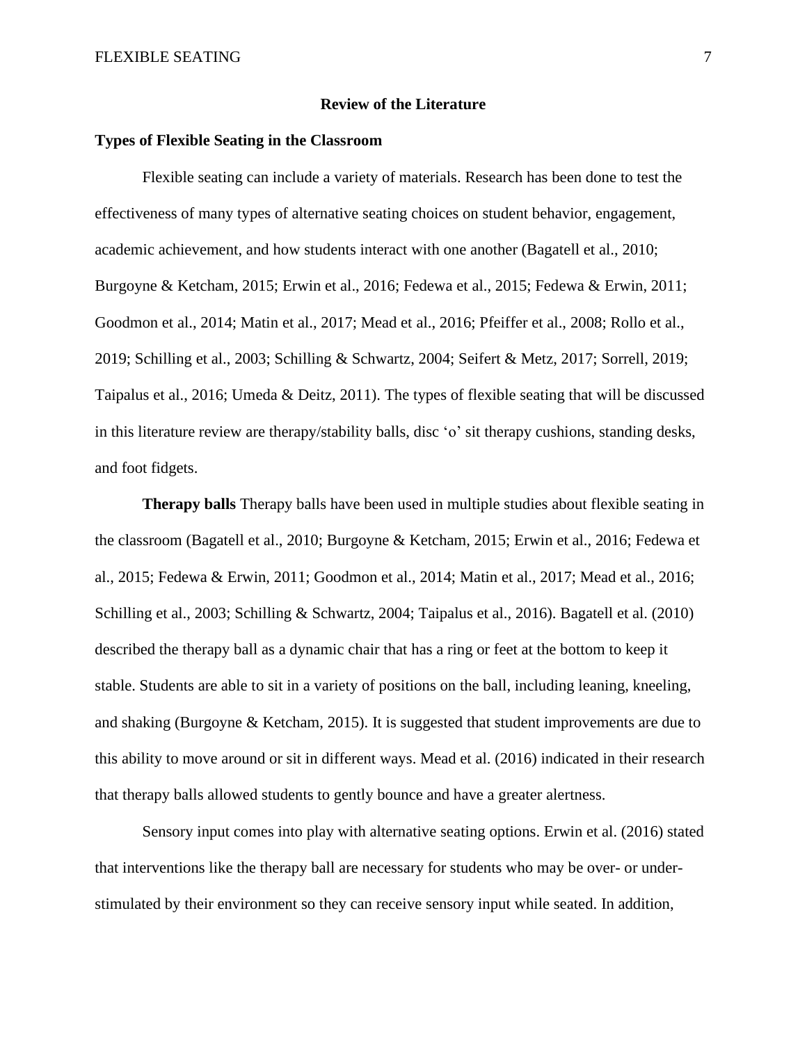## Review of the Literature

### Types of Flexible Seating in the Classroom

Flexible seating can include a variety of materials. Research has been done to test the effectiveness of many types of alternative seating choices on student behavior, engagement, academic achievement, and how students interact with one another (Bagatell et al., 2010; Burgoyne & Ketcham, 2015; Erwin et al., 2016; Fedewa et al., 2015; Fedewa & Erwin, 2011; Goodmon et al., 2014; Matin et al., 2017; Mead et al., 2016; Pfeiffer et al., 2008; Rollo et al., 2019; Schilling et al., 2003; Schilling & Schwartz, 2004; Seifert & Metz, 2017; Sorrell, 2019; Taipalus et al., 2016; Umeda & Deitz, 2011). The types of flexible seating that will be discussed in this literature review are therapy/stability balls, disc 'o' sit therapy cushions, standing desks, and foot fidgets.

**Therapy balls** Therapy balls have been used in multiple studies about flexible seating in the classroom (Bagatell et al., 2010; Burgoyne & Ketcham, 2015; Erwin et al., 2016; Fedewa et al., 2015; Fedewa & Erwin, 2011; Goodmon et al., 2014; Matin et al., 2017; Mead et al., 2016; Schilling et al., 2003; Schilling & Schwartz, 2004; Taipalus et al., 2016). Bagatell et al. (2010) described the therapy ball as a dynamic chair that has a ring or feet at the bottom to keep it stable. Students are able to sit in a variety of positions on the ball, including leaning, kneeling, and shaking (Burgoyne & Ketcham, 2015). It is suggested that student improvements are due to this ability to move around or sit in different ways. Mead et al. (2016) indicated in their research that therapy balls allowed students to gently bounce and have a greater alertness.

Sensory input comes into play with alternative seating options. Erwin et al. (2016) stated that interventions like the therapy ball are necessary for students who may be over- or under-stimulated by their environment so they can receive sensory input while seated. In addition,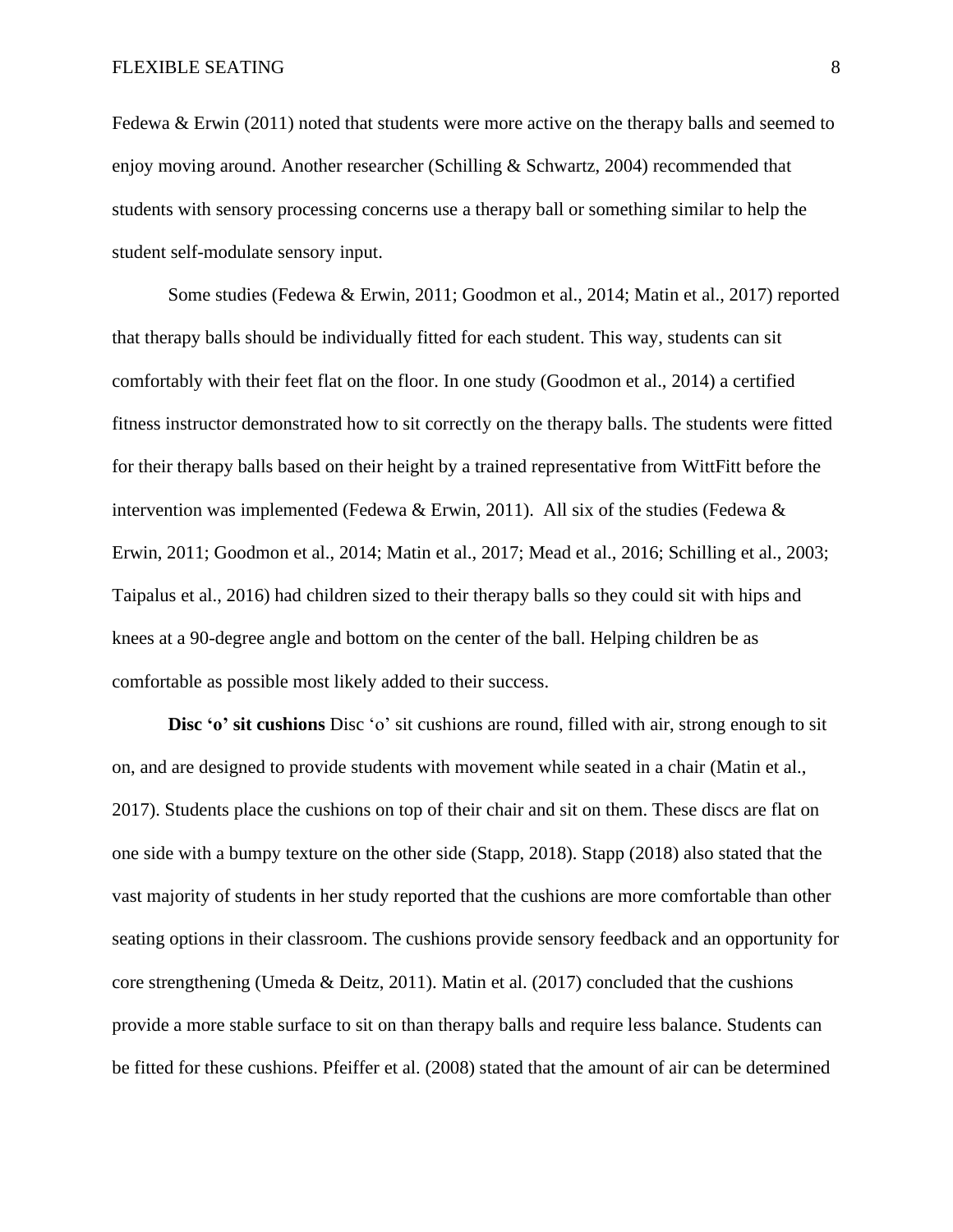Fedewa & Erwin (2011) noted that students were more active on the therapy balls and seemed to enjoy moving around. Another researcher (Schilling & Schwartz, 2004) recommended that students with sensory processing concerns use a therapy ball or something similar to help the student self-modulate sensory input.

Some studies (Fedewa & Erwin, 2011; Goodmon et al., 2014; Matin et al., 2017) reported that therapy balls should be individually fitted for each student. This way, students can sit comfortably with their feet flat on the floor. In one study (Goodmon et al., 2014) a certified fitness instructor demonstrated how to sit correctly on the therapy balls. The students were fitted for their therapy balls based on their height by a trained representative from WittFitt before the intervention was implemented (Fedewa & Erwin, 2011). All six of the studies (Fedewa & Erwin, 2011; Goodmon et al., 2014; Matin et al., 2017; Mead et al., 2016; Schilling et al., 2003; Taipalus et al., 2016) had children sized to their therapy balls so they could sit with hips and knees at a 90-degree angle and bottom on the center of the ball. Helping children be as comfortable as possible most likely added to their success.

**Disc 'o' sit cushions** Disc 'o' sit cushions are round, filled with air, strong enough to sit on, and are designed to provide students with movement while seated in a chair (Matin et al., 2017). Students place the cushions on top of their chair and sit on them. These discs are flat on one side with a bumpy texture on the other side (Stapp, 2018). Stapp (2018) also stated that the vast majority of students in her study reported that the cushions are more comfortable than other seating options in their classroom. The cushions provide sensory feedback and an opportunity for core strengthening (Umeda & Deitz, 2011). Matin et al. (2017) concluded that the cushions provide a more stable surface to sit on than therapy balls and require less balance. Students can be fitted for these cushions. Pfeiffer et al. (2008) stated that the amount of air can be determined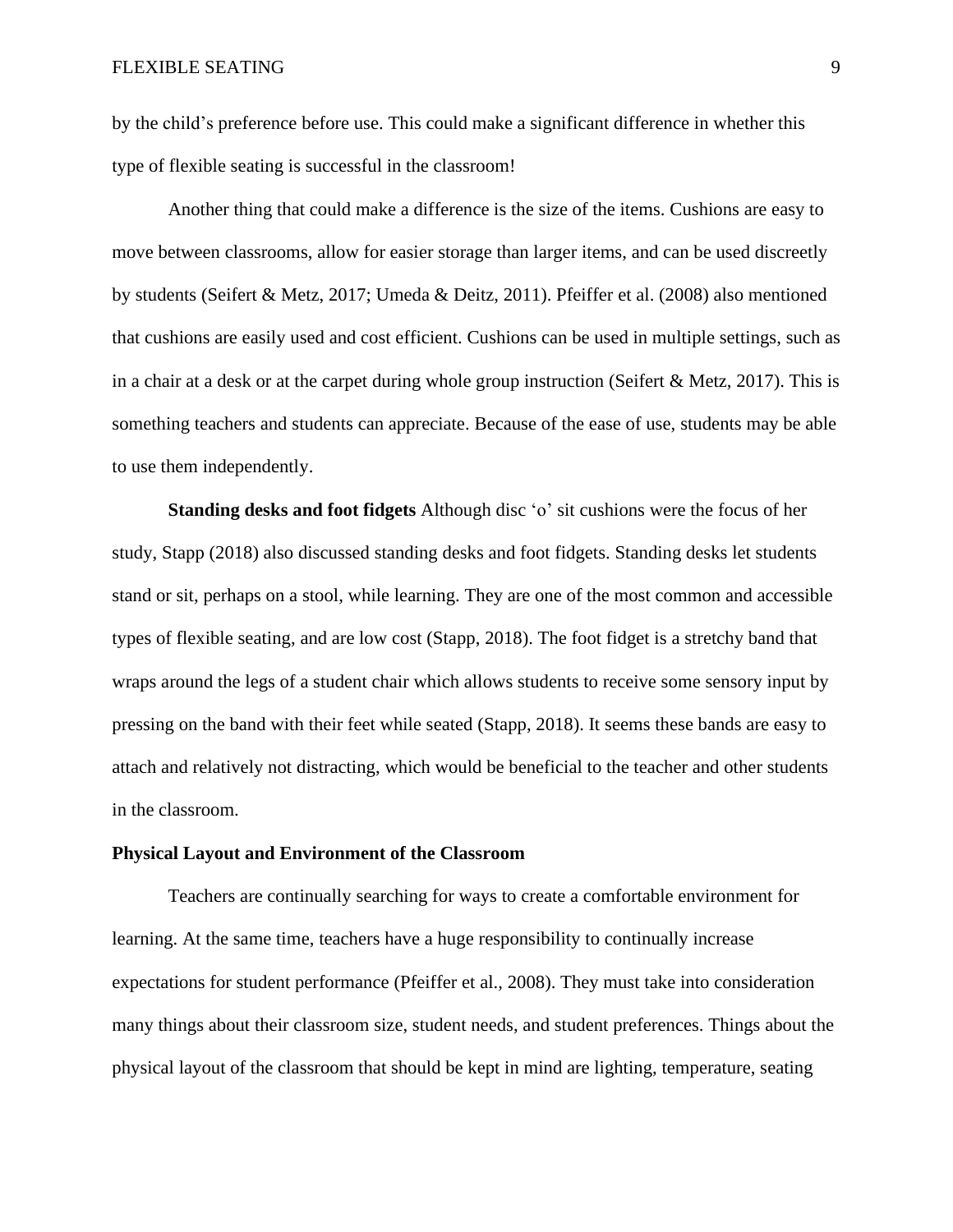by the child's preference before use. This could make a significant difference in whether this type of flexible seating is successful in the classroom!

Another thing that could make a difference is the size of the items. Cushions are easy to move between classrooms, allow for easier storage than larger items, and can be used discreetly by students (Seifert & Metz, 2017; Umeda & Deitz, 2011). Pfeiffer et al. (2008) also mentioned that cushions are easily used and cost efficient. Cushions can be used in multiple settings, such as in a chair at a desk or at the carpet during whole group instruction (Seifert & Metz, 2017). This is something teachers and students can appreciate. Because of the ease of use, students may be able to use them independently.

**Standing desks and foot fidgets** Although disc 'o' sit cushions were the focus of her study, Stapp (2018) also discussed standing desks and foot fidgets. Standing desks let students stand or sit, perhaps on a stool, while learning. They are one of the most common and accessible types of flexible seating, and are low cost (Stapp, 2018). The foot fidget is a stretchy band that wraps around the legs of a student chair which allows students to receive some sensory input by pressing on the band with their feet while seated (Stapp, 2018). It seems these bands are easy to attach and relatively not distracting, which would be beneficial to the teacher and other students in the classroom.

## Physical Layout and Environment of the Classroom

Teachers are continually searching for ways to create a comfortable environment for learning. At the same time, teachers have a huge responsibility to continually increase expectations for student performance (Pfeiffer et al., 2008). They must take into consideration many things about their classroom size, student needs, and student preferences. Things about the physical layout of the classroom that should be kept in mind are lighting, temperature, seating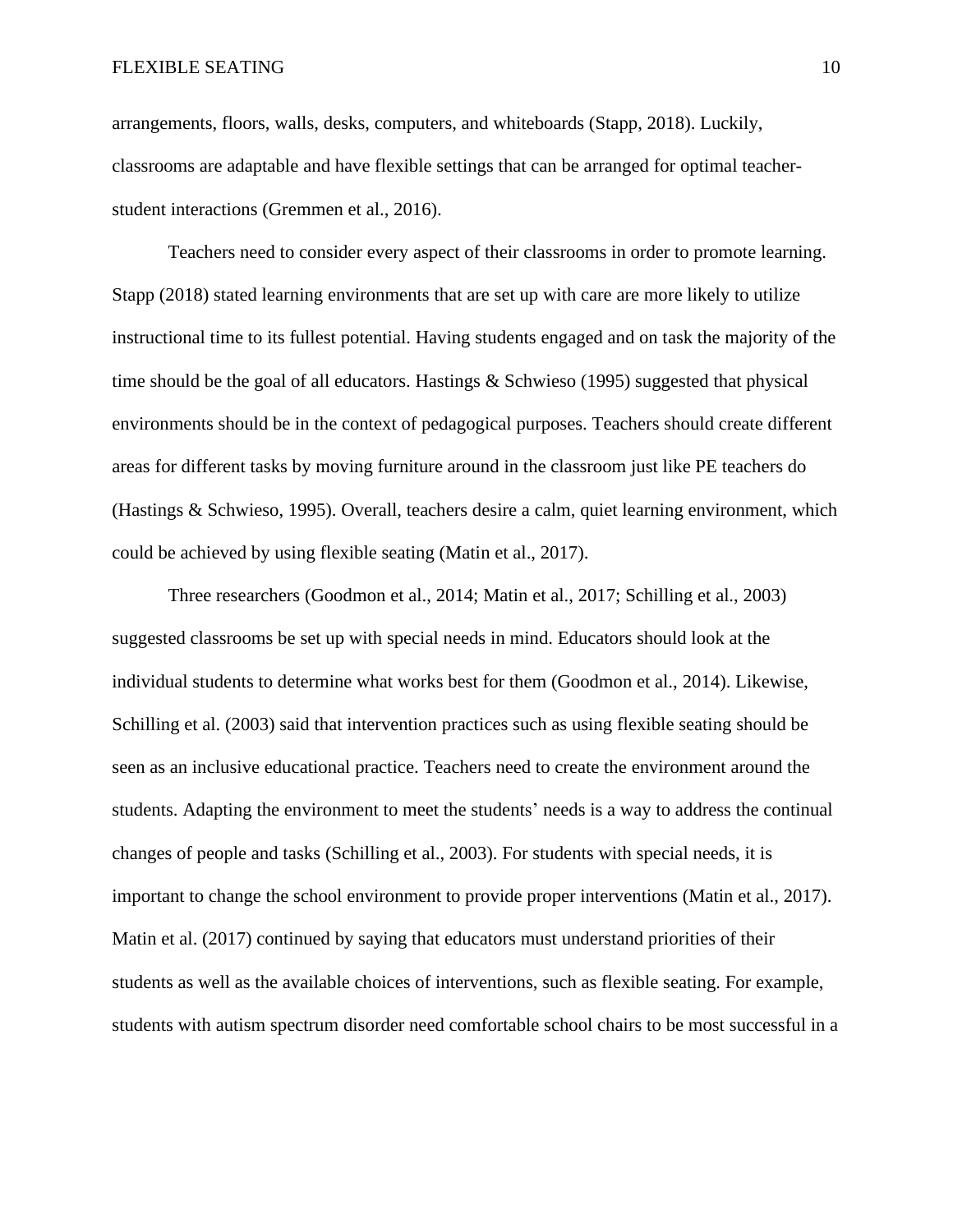arrangements, floors, walls, desks, computers, and whiteboards (Stapp, 2018). Luckily, classrooms are adaptable and have flexible settings that can be arranged for optimal teacher-student interactions (Gremmen et al., 2016).

Teachers need to consider every aspect of their classrooms in order to promote learning. Stapp (2018) stated learning environments that are set up with care are more likely to utilize instructional time to its fullest potential. Having students engaged and on task the majority of the time should be the goal of all educators. Hastings & Schwieso (1995) suggested that physical environments should be in the context of pedagogical purposes. Teachers should create different areas for different tasks by moving furniture around in the classroom just like PE teachers do (Hastings & Schwieso, 1995). Overall, teachers desire a calm, quiet learning environment, which could be achieved by using flexible seating (Matin et al., 2017).

Three researchers (Goodmon et al., 2014; Matin et al., 2017; Schilling et al., 2003) suggested classrooms be set up with special needs in mind. Educators should look at the individual students to determine what works best for them (Goodmon et al., 2014). Likewise, Schilling et al. (2003) said that intervention practices such as using flexible seating should be seen as an inclusive educational practice. Teachers need to create the environment around the students. Adapting the environment to meet the students' needs is a way to address the continual changes of people and tasks (Schilling et al., 2003). For students with special needs, it is important to change the school environment to provide proper interventions (Matin et al., 2017). Matin et al. (2017) continued by saying that educators must understand priorities of their students as well as the available choices of interventions, such as flexible seating. For example, students with autism spectrum disorder need comfortable school chairs to be most successful in a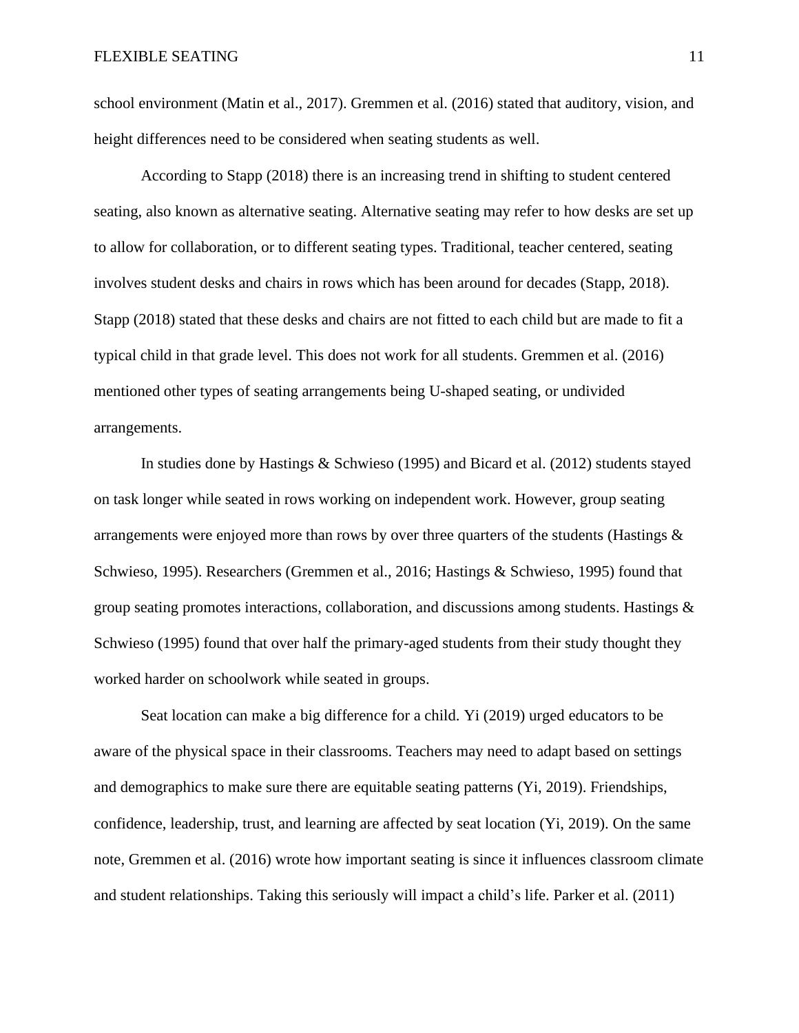school environment (Matin et al., 2017). Gremmen et al. (2016) stated that auditory, vision, and height differences need to be considered when seating students as well.

According to Stapp (2018) there is an increasing trend in shifting to student centered seating, also known as alternative seating. Alternative seating may refer to how desks are set up to allow for collaboration, or to different seating types. Traditional, teacher centered, seating involves student desks and chairs in rows which has been around for decades (Stapp, 2018). Stapp (2018) stated that these desks and chairs are not fitted to each child but are made to fit a typical child in that grade level. This does not work for all students. Gremmen et al. (2016) mentioned other types of seating arrangements being U-shaped seating, or undivided arrangements.

In studies done by Hastings & Schwieso (1995) and Bicard et al. (2012) students stayed on task longer while seated in rows working on independent work. However, group seating arrangements were enjoyed more than rows by over three quarters of the students (Hastings & Schwieso, 1995). Researchers (Gremmen et al., 2016; Hastings & Schwieso, 1995) found that group seating promotes interactions, collaboration, and discussions among students. Hastings & Schwieso (1995) found that over half the primary-aged students from their study thought they worked harder on schoolwork while seated in groups.

Seat location can make a big difference for a child. Yi (2019) urged educators to be aware of the physical space in their classrooms. Teachers may need to adapt based on settings and demographics to make sure there are equitable seating patterns (Yi, 2019). Friendships, confidence, leadership, trust, and learning are affected by seat location (Yi, 2019). On the same note, Gremmen et al. (2016) wrote how important seating is since it influences classroom climate and student relationships. Taking this seriously will impact a child's life. Parker et al. (2011)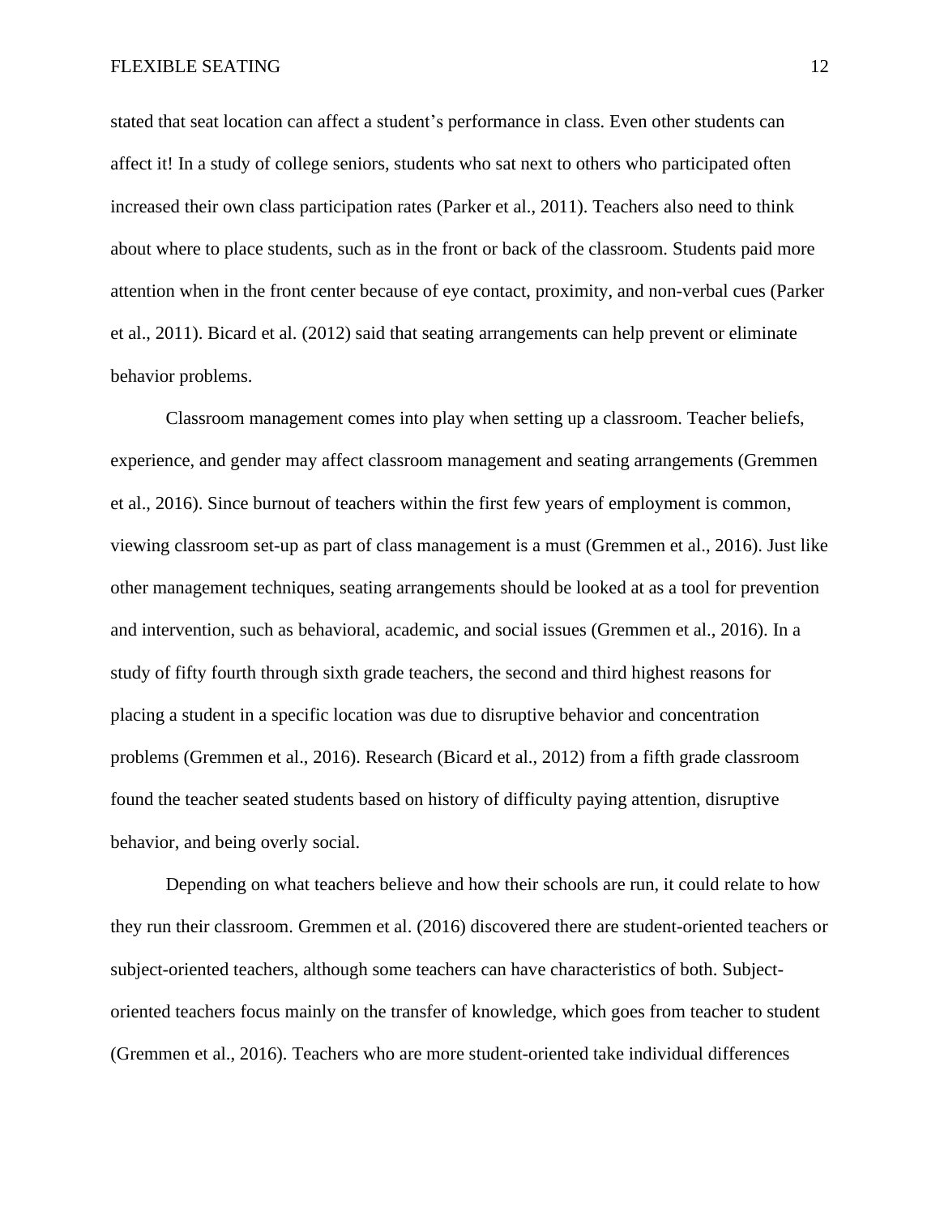stated that seat location can affect a student's performance in class. Even other students can affect it! In a study of college seniors, students who sat next to others who participated often increased their own class participation rates (Parker et al., 2011). Teachers also need to think about where to place students, such as in the front or back of the classroom. Students paid more attention when in the front center because of eye contact, proximity, and non-verbal cues (Parker et al., 2011). Bicard et al. (2012) said that seating arrangements can help prevent or eliminate behavior problems.

Classroom management comes into play when setting up a classroom. Teacher beliefs, experience, and gender may affect classroom management and seating arrangements (Gremmen et al., 2016). Since burnout of teachers within the first few years of employment is common, viewing classroom set-up as part of class management is a must (Gremmen et al., 2016). Just like other management techniques, seating arrangements should be looked at as a tool for prevention and intervention, such as behavioral, academic, and social issues (Gremmen et al., 2016). In a study of fifty fourth through sixth grade teachers, the second and third highest reasons for placing a student in a specific location was due to disruptive behavior and concentration problems (Gremmen et al., 2016). Research (Bicard et al., 2012) from a fifth grade classroom found the teacher seated students based on history of difficulty paying attention, disruptive behavior, and being overly social.

Depending on what teachers believe and how their schools are run, it could relate to how they run their classroom. Gremmen et al. (2016) discovered there are student-oriented teachers or subject-oriented teachers, although some teachers can have characteristics of both. Subject-oriented teachers focus mainly on the transfer of knowledge, which goes from teacher to student (Gremmen et al., 2016). Teachers who are more student-oriented take individual differences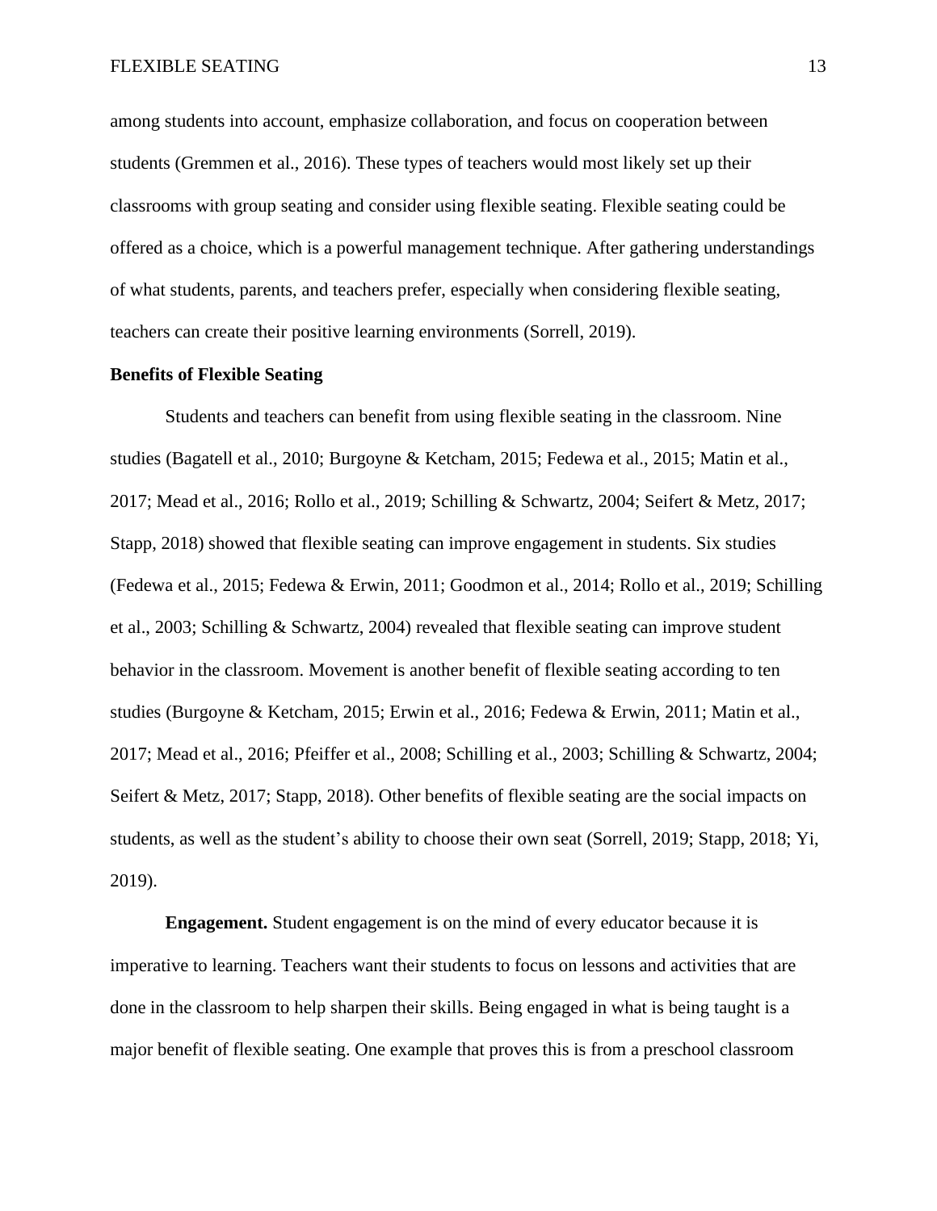among students into account, emphasize collaboration, and focus on cooperation between students (Gremmen et al., 2016). These types of teachers would most likely set up their classrooms with group seating and consider using flexible seating. Flexible seating could be offered as a choice, which is a powerful management technique. After gathering understandings of what students, parents, and teachers prefer, especially when considering flexible seating, teachers can create their positive learning environments (Sorrell, 2019).

## Benefits of Flexible Seating

Students and teachers can benefit from using flexible seating in the classroom. Nine studies (Bagatell et al., 2010; Burgoyne & Ketcham, 2015; Fedewa et al., 2015; Matin et al., 2017; Mead et al., 2016; Rollo et al., 2019; Schilling & Schwartz, 2004; Seifert & Metz, 2017; Stapp, 2018) showed that flexible seating can improve engagement in students. Six studies (Fedewa et al., 2015; Fedewa & Erwin, 2011; Goodmon et al., 2014; Rollo et al., 2019; Schilling et al., 2003; Schilling & Schwartz, 2004) revealed that flexible seating can improve student behavior in the classroom. Movement is another benefit of flexible seating according to ten studies (Burgoyne & Ketcham, 2015; Erwin et al., 2016; Fedewa & Erwin, 2011; Matin et al., 2017; Mead et al., 2016; Pfeiffer et al., 2008; Schilling et al., 2003; Schilling & Schwartz, 2004; Seifert & Metz, 2017; Stapp, 2018). Other benefits of flexible seating are the social impacts on students, as well as the student's ability to choose their own seat (Sorrell, 2019; Stapp, 2018; Yi, 2019).

**Engagement.** Student engagement is on the mind of every educator because it is imperative to learning. Teachers want their students to focus on lessons and activities that are done in the classroom to help sharpen their skills. Being engaged in what is being taught is a major benefit of flexible seating. One example that proves this is from a preschool classroom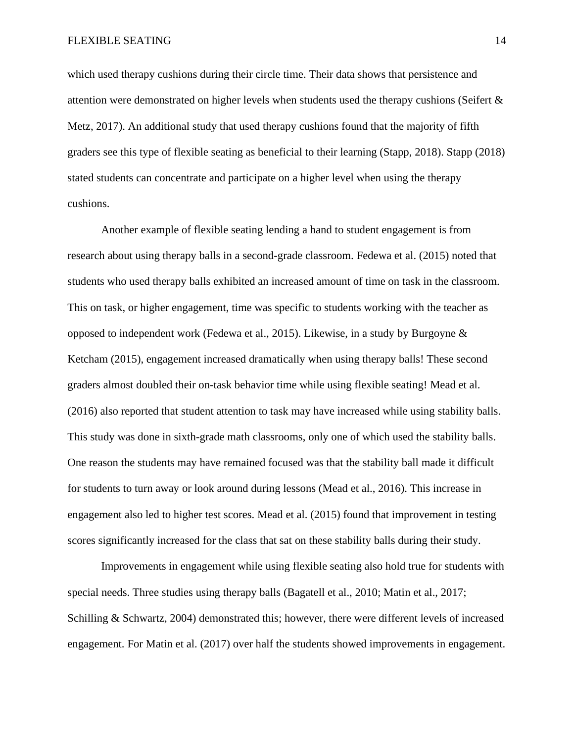which used therapy cushions during their circle time. Their data shows that persistence and attention were demonstrated on higher levels when students used the therapy cushions (Seifert & Metz, 2017). An additional study that used therapy cushions found that the majority of fifth graders see this type of flexible seating as beneficial to their learning (Stapp, 2018). Stapp (2018) stated students can concentrate and participate on a higher level when using the therapy cushions.

Another example of flexible seating lending a hand to student engagement is from research about using therapy balls in a second-grade classroom. Fedewa et al. (2015) noted that students who used therapy balls exhibited an increased amount of time on task in the classroom. This on task, or higher engagement, time was specific to students working with the teacher as opposed to independent work (Fedewa et al., 2015). Likewise, in a study by Burgoyne & Ketcham (2015), engagement increased dramatically when using therapy balls! These second graders almost doubled their on-task behavior time while using flexible seating! Mead et al. (2016) also reported that student attention to task may have increased while using stability balls. This study was done in sixth-grade math classrooms, only one of which used the stability balls. One reason the students may have remained focused was that the stability ball made it difficult for students to turn away or look around during lessons (Mead et al., 2016). This increase in engagement also led to higher test scores. Mead et al. (2015) found that improvement in testing scores significantly increased for the class that sat on these stability balls during their study.

Improvements in engagement while using flexible seating also hold true for students with special needs. Three studies using therapy balls (Bagatell et al., 2010; Matin et al., 2017; Schilling & Schwartz, 2004) demonstrated this; however, there were different levels of increased engagement. For Matin et al. (2017) over half the students showed improvements in engagement.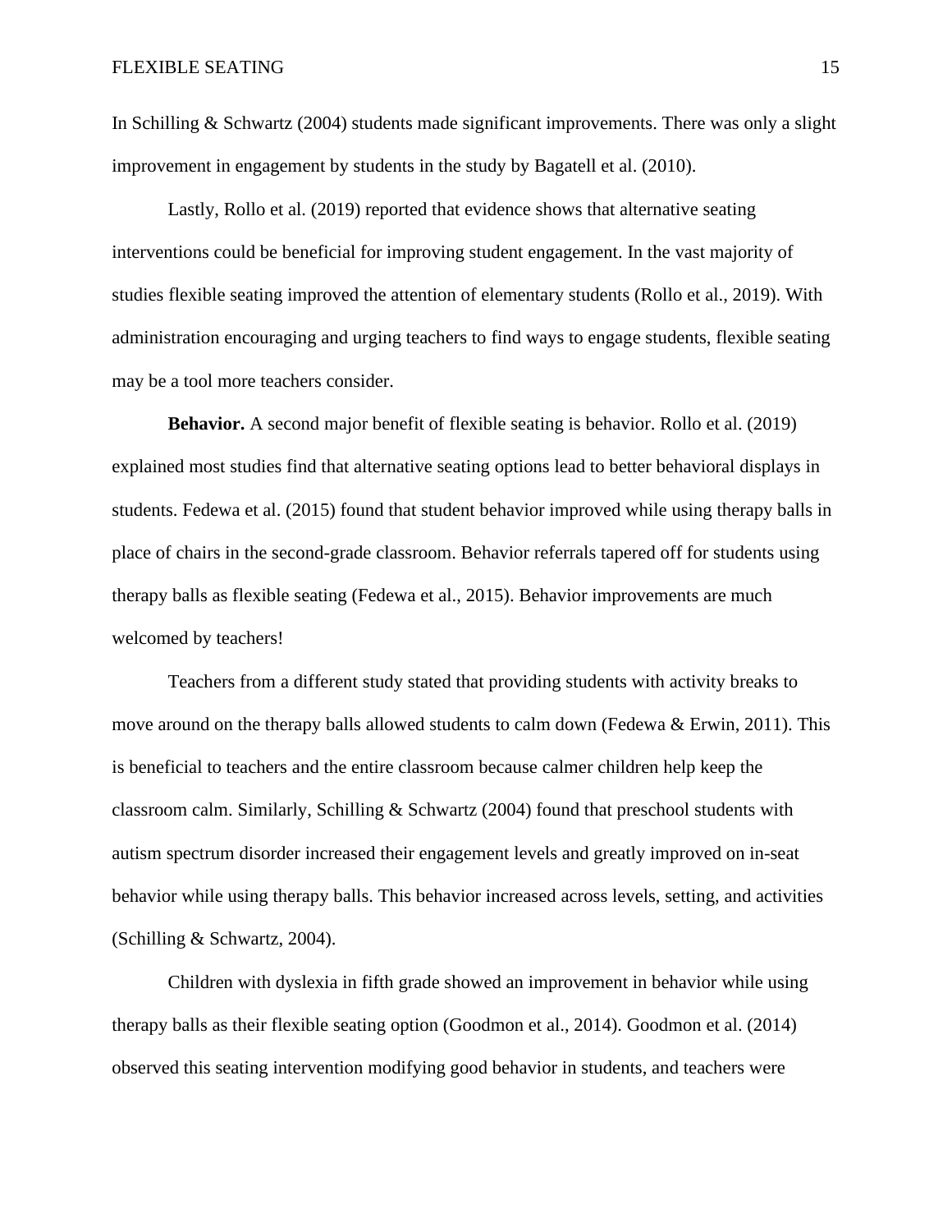In Schilling & Schwartz (2004) students made significant improvements. There was only a slight improvement in engagement by students in the study by Bagatell et al. (2010).

Lastly, Rollo et al. (2019) reported that evidence shows that alternative seating interventions could be beneficial for improving student engagement. In the vast majority of studies flexible seating improved the attention of elementary students (Rollo et al., 2019). With administration encouraging and urging teachers to find ways to engage students, flexible seating may be a tool more teachers consider.

**Behavior.** A second major benefit of flexible seating is behavior. Rollo et al. (2019) explained most studies find that alternative seating options lead to better behavioral displays in students. Fedewa et al. (2015) found that student behavior improved while using therapy balls in place of chairs in the second-grade classroom. Behavior referrals tapered off for students using therapy balls as flexible seating (Fedewa et al., 2015). Behavior improvements are much welcomed by teachers!

Teachers from a different study stated that providing students with activity breaks to move around on the therapy balls allowed students to calm down (Fedewa & Erwin, 2011). This is beneficial to teachers and the entire classroom because calmer children help keep the classroom calm. Similarly, Schilling & Schwartz (2004) found that preschool students with autism spectrum disorder increased their engagement levels and greatly improved on in-seat behavior while using therapy balls. This behavior increased across levels, setting, and activities (Schilling & Schwartz, 2004).

Children with dyslexia in fifth grade showed an improvement in behavior while using therapy balls as their flexible seating option (Goodmon et al., 2014). Goodmon et al. (2014) observed this seating intervention modifying good behavior in students, and teachers were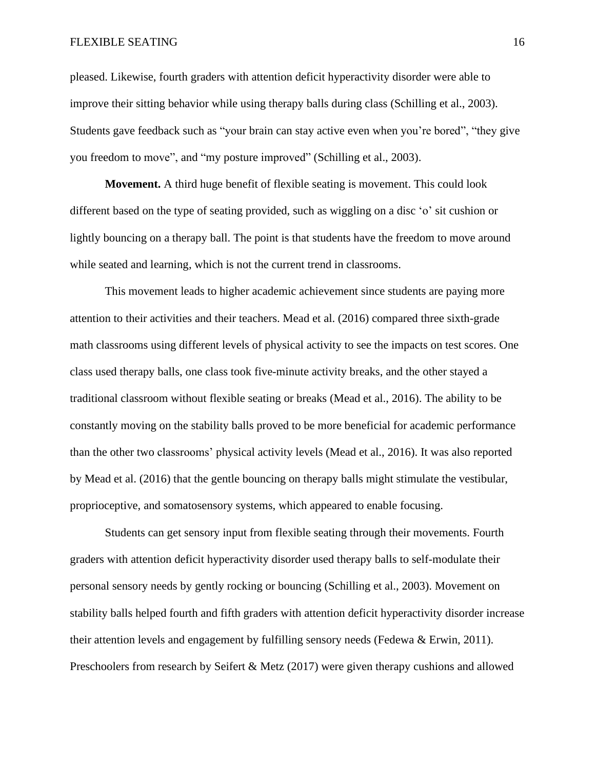pleased. Likewise, fourth graders with attention deficit hyperactivity disorder were able to improve their sitting behavior while using therapy balls during class (Schilling et al., 2003). Students gave feedback such as “your brain can stay active even when you’re bored”, “they give you freedom to move”, and “my posture improved” (Schilling et al., 2003).

**Movement.** A third huge benefit of flexible seating is movement. This could look different based on the type of seating provided, such as wiggling on a disc ‘o’ sit cushion or lightly bouncing on a therapy ball. The point is that students have the freedom to move around while seated and learning, which is not the current trend in classrooms.

This movement leads to higher academic achievement since students are paying more attention to their activities and their teachers. Mead et al. (2016) compared three sixth-grade math classrooms using different levels of physical activity to see the impacts on test scores. One class used therapy balls, one class took five-minute activity breaks, and the other stayed a traditional classroom without flexible seating or breaks (Mead et al., 2016). The ability to be constantly moving on the stability balls proved to be more beneficial for academic performance than the other two classrooms’ physical activity levels (Mead et al., 2016). It was also reported by Mead et al. (2016) that the gentle bouncing on therapy balls might stimulate the vestibular, proprioceptive, and somatosensory systems, which appeared to enable focusing.

Students can get sensory input from flexible seating through their movements. Fourth graders with attention deficit hyperactivity disorder used therapy balls to self-modulate their personal sensory needs by gently rocking or bouncing (Schilling et al., 2003). Movement on stability balls helped fourth and fifth graders with attention deficit hyperactivity disorder increase their attention levels and engagement by fulfilling sensory needs (Fedewa & Erwin, 2011). Preschoolers from research by Seifert & Metz (2017) were given therapy cushions and allowed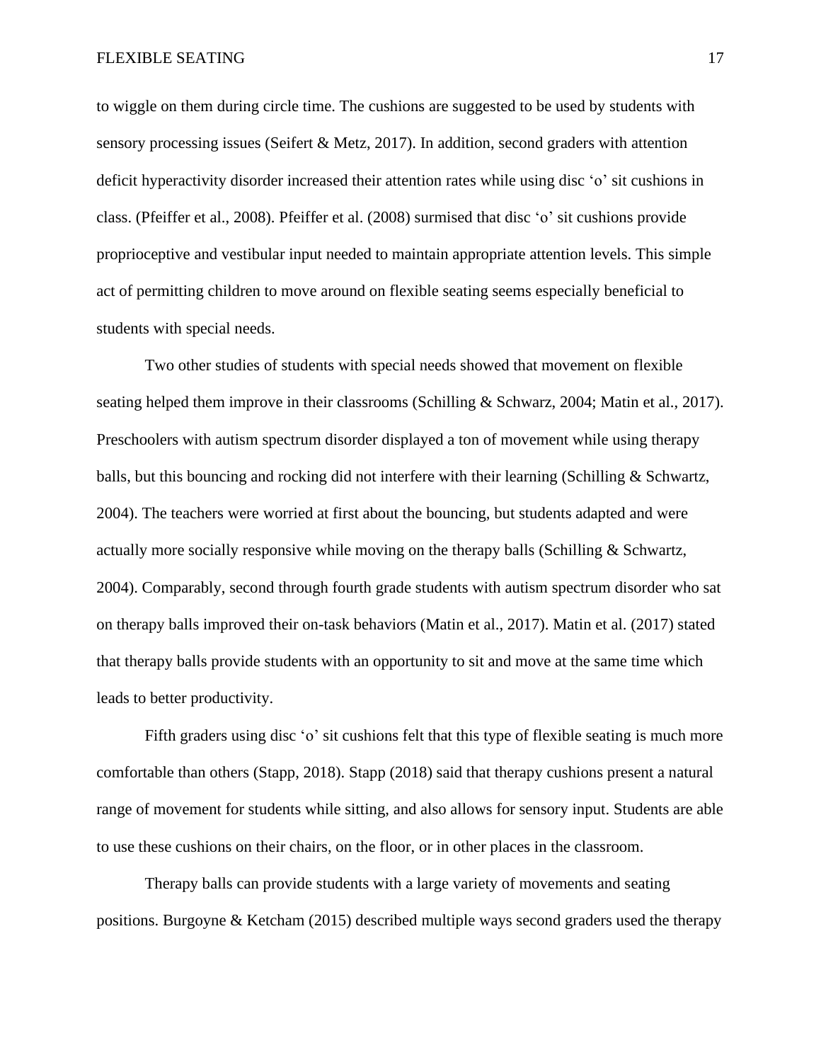to wiggle on them during circle time. The cushions are suggested to be used by students with sensory processing issues (Seifert & Metz, 2017). In addition, second graders with attention deficit hyperactivity disorder increased their attention rates while using disc ‘o’ sit cushions in class. (Pfeiffer et al., 2008). Pfeiffer et al. (2008) surmised that disc ‘o’ sit cushions provide proprioceptive and vestibular input needed to maintain appropriate attention levels. This simple act of permitting children to move around on flexible seating seems especially beneficial to students with special needs.

Two other studies of students with special needs showed that movement on flexible seating helped them improve in their classrooms (Schilling & Schwarz, 2004; Matin et al., 2017). Preschoolers with autism spectrum disorder displayed a ton of movement while using therapy balls, but this bouncing and rocking did not interfere with their learning (Schilling & Schwartz, 2004). The teachers were worried at first about the bouncing, but students adapted and were actually more socially responsive while moving on the therapy balls (Schilling & Schwartz, 2004). Comparably, second through fourth grade students with autism spectrum disorder who sat on therapy balls improved their on-task behaviors (Matin et al., 2017). Matin et al. (2017) stated that therapy balls provide students with an opportunity to sit and move at the same time which leads to better productivity.

Fifth graders using disc ‘o’ sit cushions felt that this type of flexible seating is much more comfortable than others (Stapp, 2018). Stapp (2018) said that therapy cushions present a natural range of movement for students while sitting, and also allows for sensory input. Students are able to use these cushions on their chairs, on the floor, or in other places in the classroom.

Therapy balls can provide students with a large variety of movements and seating positions. Burgoyne & Ketcham (2015) described multiple ways second graders used the therapy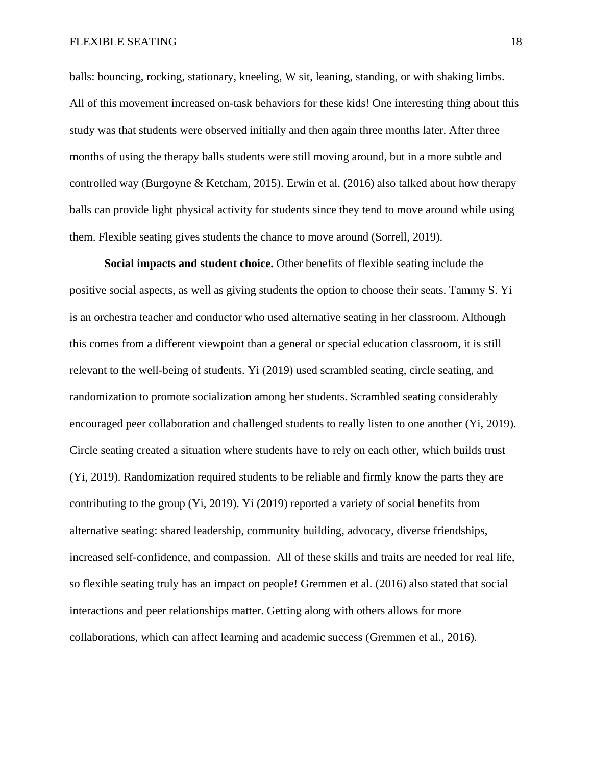balls: bouncing, rocking, stationary, kneeling, W sit, leaning, standing, or with shaking limbs. All of this movement increased on-task behaviors for these kids! One interesting thing about this study was that students were observed initially and then again three months later. After three months of using the therapy balls students were still moving around, but in a more subtle and controlled way (Burgoyne & Ketcham, 2015). Erwin et al. (2016) also talked about how therapy balls can provide light physical activity for students since they tend to move around while using them. Flexible seating gives students the chance to move around (Sorrell, 2019).

**Social impacts and student choice.** Other benefits of flexible seating include the positive social aspects, as well as giving students the option to choose their seats. Tammy S. Yi is an orchestra teacher and conductor who used alternative seating in her classroom. Although this comes from a different viewpoint than a general or special education classroom, it is still relevant to the well-being of students. Yi (2019) used scrambled seating, circle seating, and randomization to promote socialization among her students. Scrambled seating considerably encouraged peer collaboration and challenged students to really listen to one another (Yi, 2019). Circle seating created a situation where students have to rely on each other, which builds trust (Yi, 2019). Randomization required students to be reliable and firmly know the parts they are contributing to the group (Yi, 2019). Yi (2019) reported a variety of social benefits from alternative seating: shared leadership, community building, advocacy, diverse friendships, increased self-confidence, and compassion. All of these skills and traits are needed for real life, so flexible seating truly has an impact on people! Gremmen et al. (2016) also stated that social interactions and peer relationships matter. Getting along with others allows for more collaborations, which can affect learning and academic success (Gremmen et al., 2016).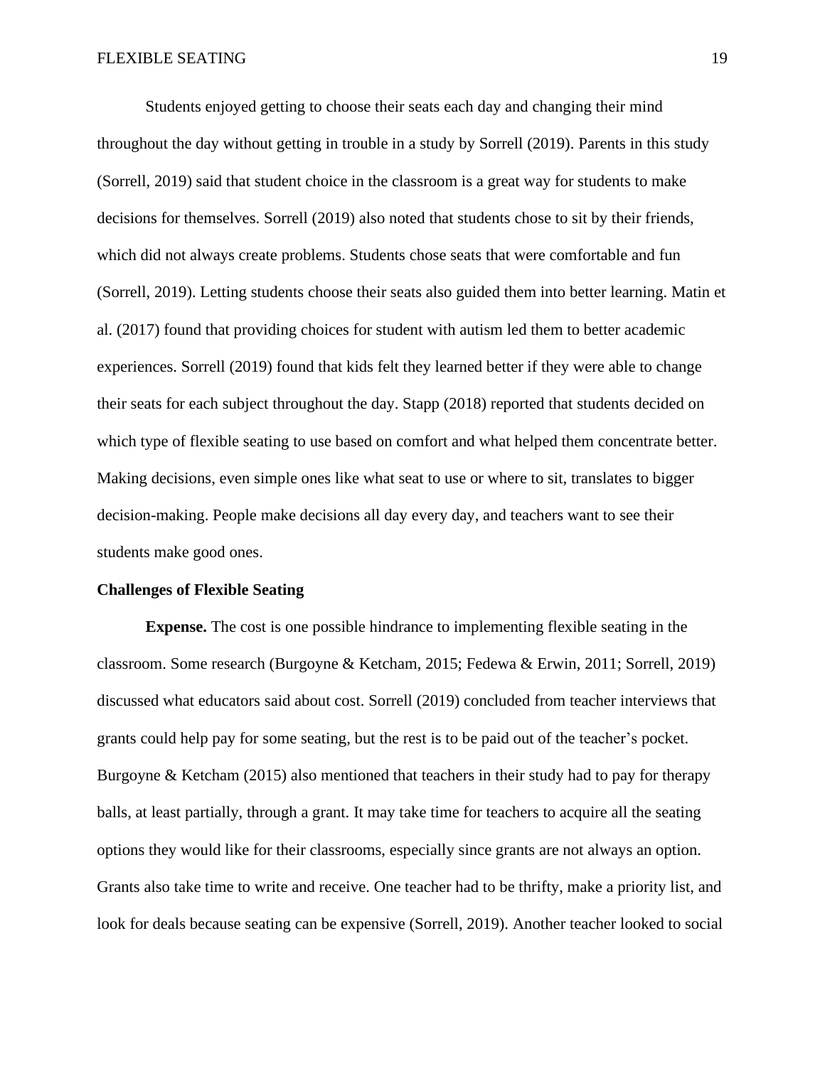Students enjoyed getting to choose their seats each day and changing their mind throughout the day without getting in trouble in a study by Sorrell (2019). Parents in this study (Sorrell, 2019) said that student choice in the classroom is a great way for students to make decisions for themselves. Sorrell (2019) also noted that students chose to sit by their friends, which did not always create problems. Students chose seats that were comfortable and fun (Sorrell, 2019). Letting students choose their seats also guided them into better learning. Matin et al. (2017) found that providing choices for student with autism led them to better academic experiences. Sorrell (2019) found that kids felt they learned better if they were able to change their seats for each subject throughout the day. Stapp (2018) reported that students decided on which type of flexible seating to use based on comfort and what helped them concentrate better. Making decisions, even simple ones like what seat to use or where to sit, translates to bigger decision-making. People make decisions all day every day, and teachers want to see their students make good ones.

### Challenges of Flexible Seating

**Expense.** The cost is one possible hindrance to implementing flexible seating in the classroom. Some research (Burgoyne & Ketcham, 2015; Fedewa & Erwin, 2011; Sorrell, 2019) discussed what educators said about cost. Sorrell (2019) concluded from teacher interviews that grants could help pay for some seating, but the rest is to be paid out of the teacher's pocket. Burgoyne & Ketcham (2015) also mentioned that teachers in their study had to pay for therapy balls, at least partially, through a grant. It may take time for teachers to acquire all the seating options they would like for their classrooms, especially since grants are not always an option. Grants also take time to write and receive. One teacher had to be thrifty, make a priority list, and look for deals because seating can be expensive (Sorrell, 2019). Another teacher looked to social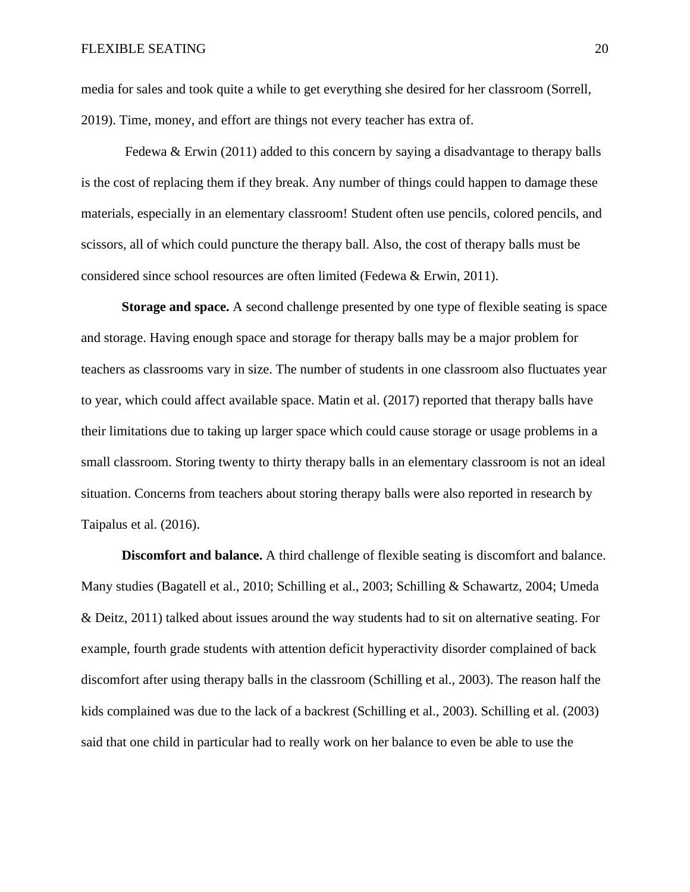media for sales and took quite a while to get everything she desired for her classroom (Sorrell, 2019). Time, money, and effort are things not every teacher has extra of.

Fedewa & Erwin (2011) added to this concern by saying a disadvantage to therapy balls is the cost of replacing them if they break. Any number of things could happen to damage these materials, especially in an elementary classroom! Student often use pencils, colored pencils, and scissors, all of which could puncture the therapy ball. Also, the cost of therapy balls must be considered since school resources are often limited (Fedewa & Erwin, 2011).

**Storage and space.** A second challenge presented by one type of flexible seating is space and storage. Having enough space and storage for therapy balls may be a major problem for teachers as classrooms vary in size. The number of students in one classroom also fluctuates year to year, which could affect available space. Matin et al. (2017) reported that therapy balls have their limitations due to taking up larger space which could cause storage or usage problems in a small classroom. Storing twenty to thirty therapy balls in an elementary classroom is not an ideal situation. Concerns from teachers about storing therapy balls were also reported in research by Taipalus et al. (2016).

**Discomfort and balance.** A third challenge of flexible seating is discomfort and balance. Many studies (Bagatell et al., 2010; Schilling et al., 2003; Schilling & Schawartz, 2004; Umeda & Deitz, 2011) talked about issues around the way students had to sit on alternative seating. For example, fourth grade students with attention deficit hyperactivity disorder complained of back discomfort after using therapy balls in the classroom (Schilling et al., 2003). The reason half the kids complained was due to the lack of a backrest (Schilling et al., 2003). Schilling et al. (2003) said that one child in particular had to really work on her balance to even be able to use the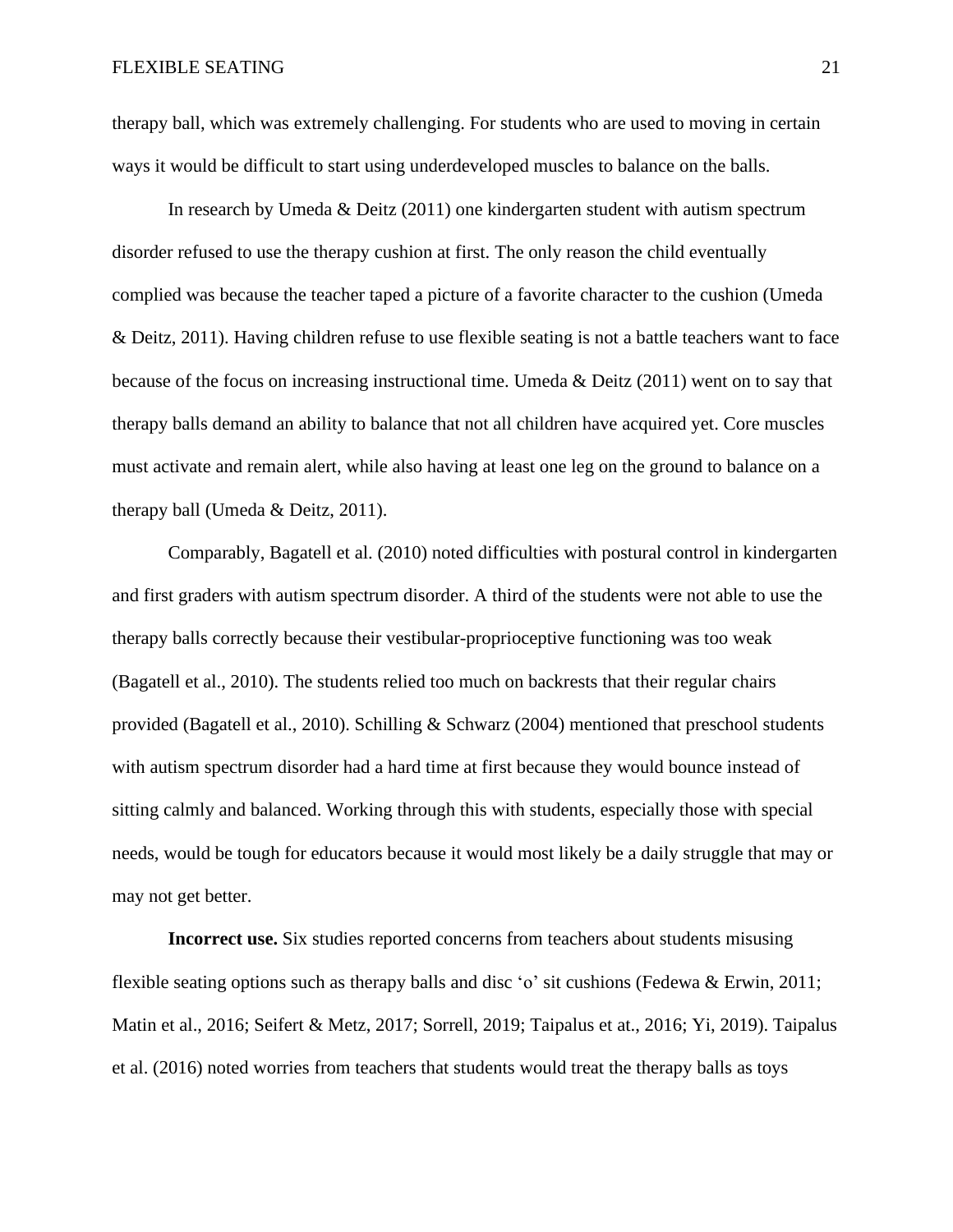therapy ball, which was extremely challenging. For students who are used to moving in certain ways it would be difficult to start using underdeveloped muscles to balance on the balls.

In research by Umeda & Deitz (2011) one kindergarten student with autism spectrum disorder refused to use the therapy cushion at first. The only reason the child eventually complied was because the teacher taped a picture of a favorite character to the cushion (Umeda & Deitz, 2011). Having children refuse to use flexible seating is not a battle teachers want to face because of the focus on increasing instructional time. Umeda & Deitz (2011) went on to say that therapy balls demand an ability to balance that not all children have acquired yet. Core muscles must activate and remain alert, while also having at least one leg on the ground to balance on a therapy ball (Umeda & Deitz, 2011).

Comparably, Bagatell et al. (2010) noted difficulties with postural control in kindergarten and first graders with autism spectrum disorder. A third of the students were not able to use the therapy balls correctly because their vestibular-proprioceptive functioning was too weak (Bagatell et al., 2010). The students relied too much on backrests that their regular chairs provided (Bagatell et al., 2010). Schilling & Schwarz (2004) mentioned that preschool students with autism spectrum disorder had a hard time at first because they would bounce instead of sitting calmly and balanced. Working through this with students, especially those with special needs, would be tough for educators because it would most likely be a daily struggle that may or may not get better.

**Incorrect use.** Six studies reported concerns from teachers about students misusing flexible seating options such as therapy balls and disc 'o' sit cushions (Fedewa & Erwin, 2011; Matin et al., 2016; Seifert & Metz, 2017; Sorrell, 2019; Taipalus et at., 2016; Yi, 2019). Taipalus et al. (2016) noted worries from teachers that students would treat the therapy balls as toys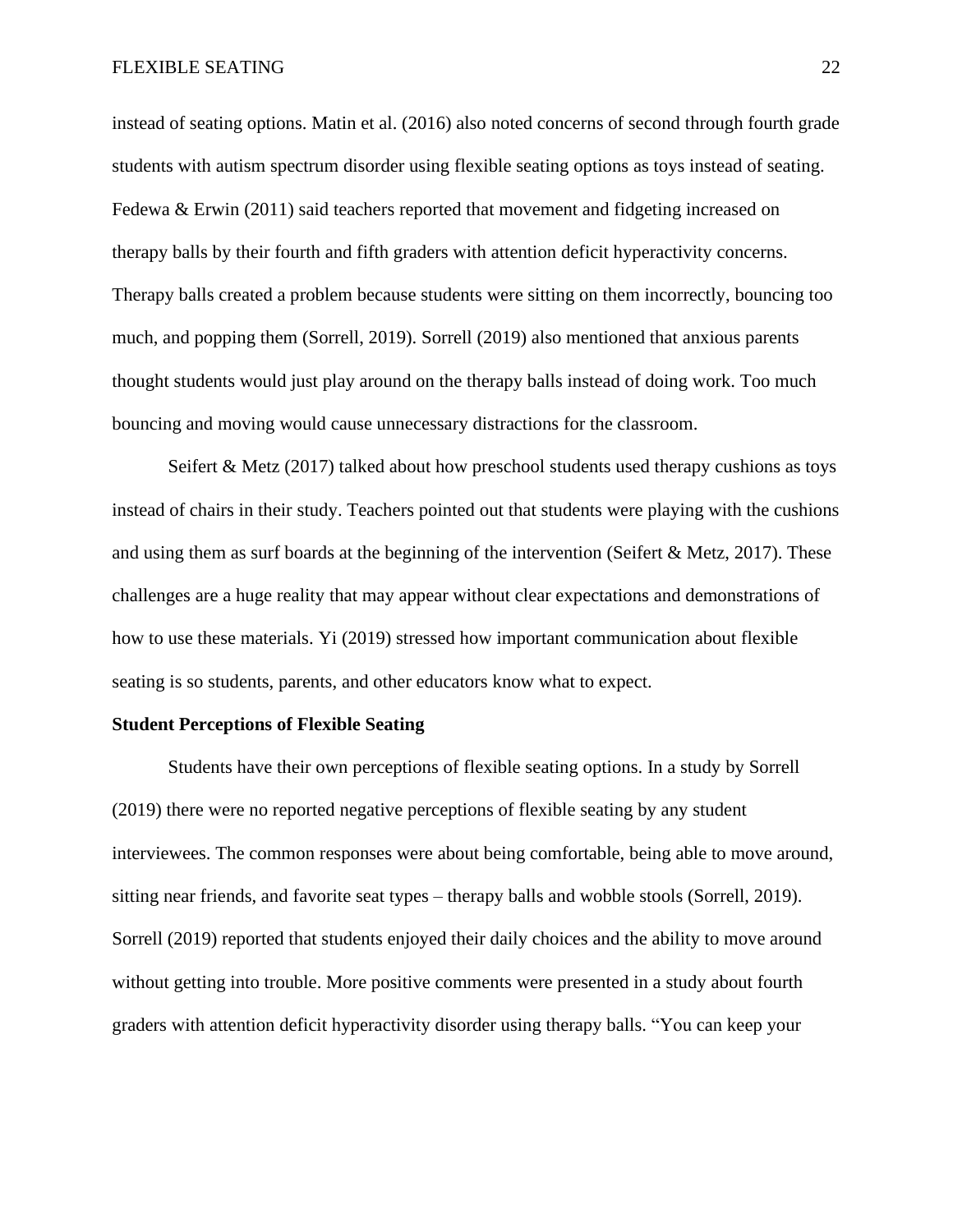instead of seating options. Matin et al. (2016) also noted concerns of second through fourth grade students with autism spectrum disorder using flexible seating options as toys instead of seating. Fedewa & Erwin (2011) said teachers reported that movement and fidgeting increased on therapy balls by their fourth and fifth graders with attention deficit hyperactivity concerns. Therapy balls created a problem because students were sitting on them incorrectly, bouncing too much, and popping them (Sorrell, 2019). Sorrell (2019) also mentioned that anxious parents thought students would just play around on the therapy balls instead of doing work. Too much bouncing and moving would cause unnecessary distractions for the classroom.

Seifert & Metz (2017) talked about how preschool students used therapy cushions as toys instead of chairs in their study. Teachers pointed out that students were playing with the cushions and using them as surf boards at the beginning of the intervention (Seifert & Metz, 2017). These challenges are a huge reality that may appear without clear expectations and demonstrations of how to use these materials. Yi (2019) stressed how important communication about flexible seating is so students, parents, and other educators know what to expect.

**Student Perceptions of Flexible Seating**

Students have their own perceptions of flexible seating options. In a study by Sorrell (2019) there were no reported negative perceptions of flexible seating by any student interviewees. The common responses were about being comfortable, being able to move around, sitting near friends, and favorite seat types – therapy balls and wobble stools (Sorrell, 2019). Sorrell (2019) reported that students enjoyed their daily choices and the ability to move around without getting into trouble. More positive comments were presented in a study about fourth graders with attention deficit hyperactivity disorder using therapy balls. “You can keep your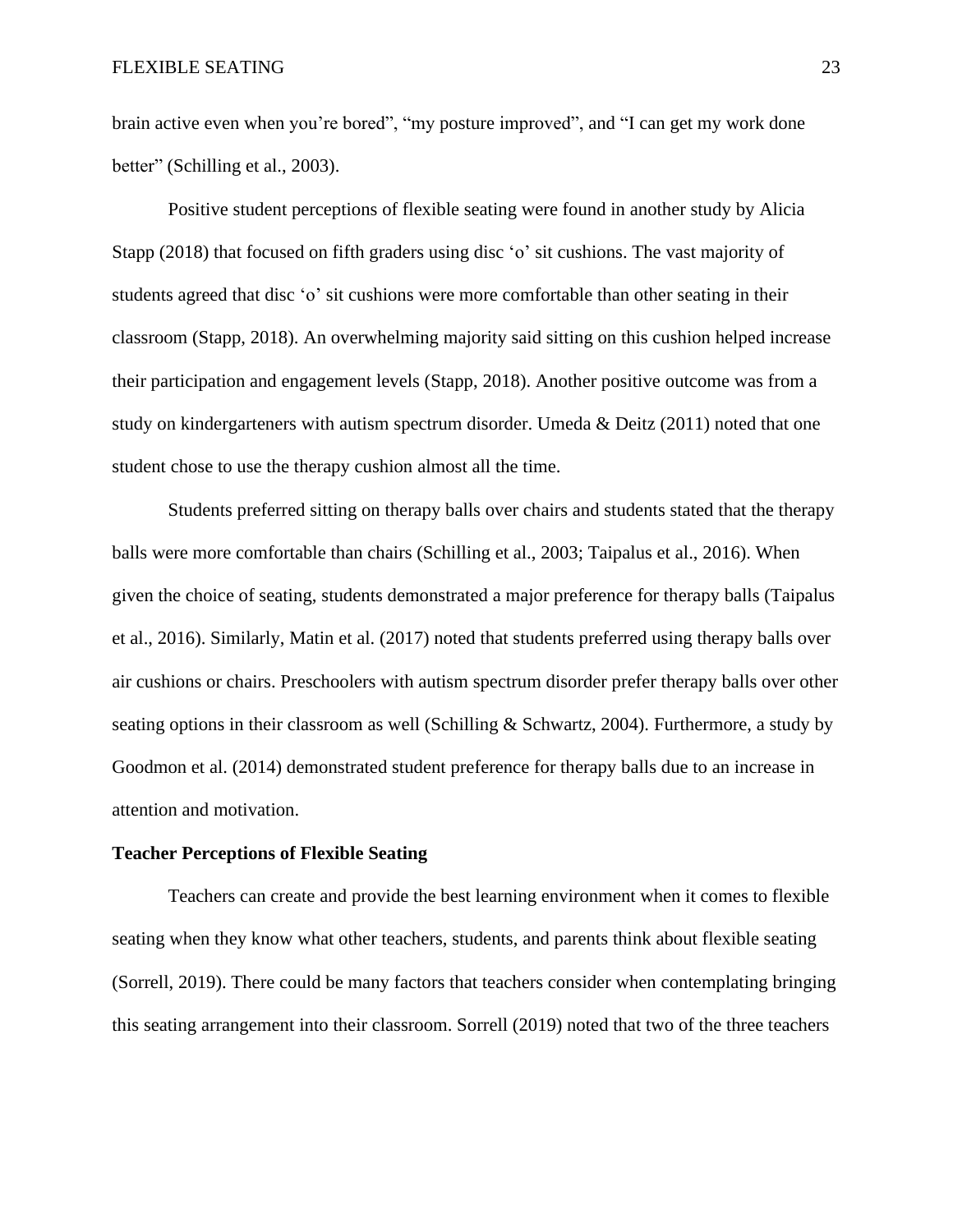brain active even when you're bored", "my posture improved", and "I can get my work done better" (Schilling et al., 2003).

Positive student perceptions of flexible seating were found in another study by Alicia Stapp (2018) that focused on fifth graders using disc 'o' sit cushions. The vast majority of students agreed that disc 'o' sit cushions were more comfortable than other seating in their classroom (Stapp, 2018). An overwhelming majority said sitting on this cushion helped increase their participation and engagement levels (Stapp, 2018). Another positive outcome was from a study on kindergarteners with autism spectrum disorder. Umeda & Deitz (2011) noted that one student chose to use the therapy cushion almost all the time.

Students preferred sitting on therapy balls over chairs and students stated that the therapy balls were more comfortable than chairs (Schilling et al., 2003; Taipalus et al., 2016). When given the choice of seating, students demonstrated a major preference for therapy balls (Taipalus et al., 2016). Similarly, Matin et al. (2017) noted that students preferred using therapy balls over air cushions or chairs. Preschoolers with autism spectrum disorder prefer therapy balls over other seating options in their classroom as well (Schilling & Schwartz, 2004). Furthermore, a study by Goodmon et al. (2014) demonstrated student preference for therapy balls due to an increase in attention and motivation.

## Teacher Perceptions of Flexible Seating

Teachers can create and provide the best learning environment when it comes to flexible seating when they know what other teachers, students, and parents think about flexible seating (Sorrell, 2019). There could be many factors that teachers consider when contemplating bringing this seating arrangement into their classroom. Sorrell (2019) noted that two of the three teachers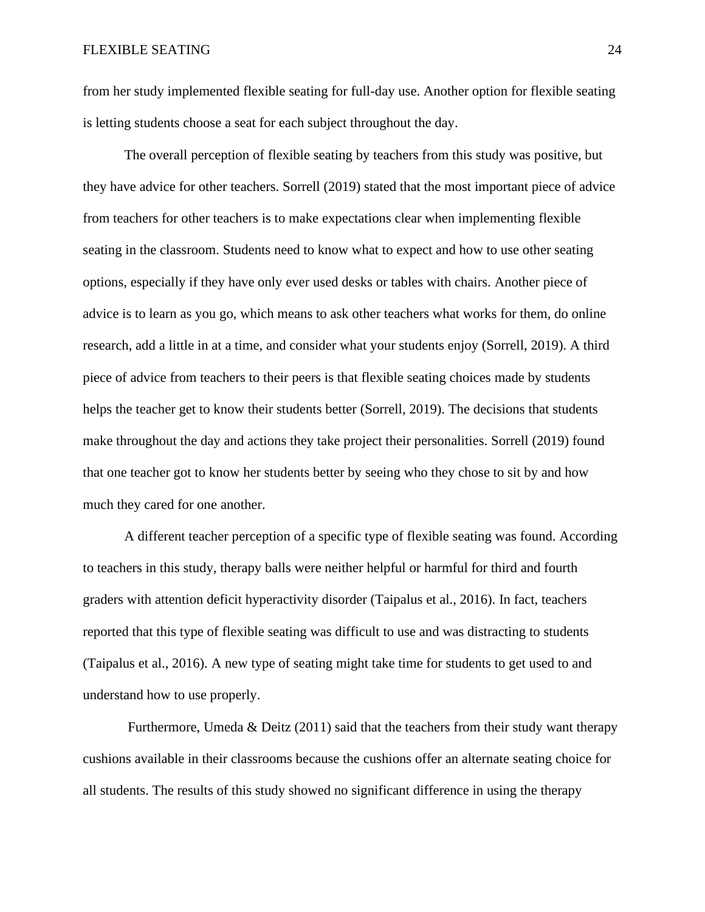from her study implemented flexible seating for full-day use. Another option for flexible seating is letting students choose a seat for each subject throughout the day.

The overall perception of flexible seating by teachers from this study was positive, but they have advice for other teachers. Sorrell (2019) stated that the most important piece of advice from teachers for other teachers is to make expectations clear when implementing flexible seating in the classroom. Students need to know what to expect and how to use other seating options, especially if they have only ever used desks or tables with chairs. Another piece of advice is to learn as you go, which means to ask other teachers what works for them, do online research, add a little in at a time, and consider what your students enjoy (Sorrell, 2019). A third piece of advice from teachers to their peers is that flexible seating choices made by students helps the teacher get to know their students better (Sorrell, 2019). The decisions that students make throughout the day and actions they take project their personalities. Sorrell (2019) found that one teacher got to know her students better by seeing who they chose to sit by and how much they cared for one another.

A different teacher perception of a specific type of flexible seating was found. According to teachers in this study, therapy balls were neither helpful or harmful for third and fourth graders with attention deficit hyperactivity disorder (Taipalus et al., 2016). In fact, teachers reported that this type of flexible seating was difficult to use and was distracting to students (Taipalus et al., 2016). A new type of seating might take time for students to get used to and understand how to use properly.

Furthermore, Umeda & Deitz (2011) said that the teachers from their study want therapy cushions available in their classrooms because the cushions offer an alternate seating choice for all students. The results of this study showed no significant difference in using the therapy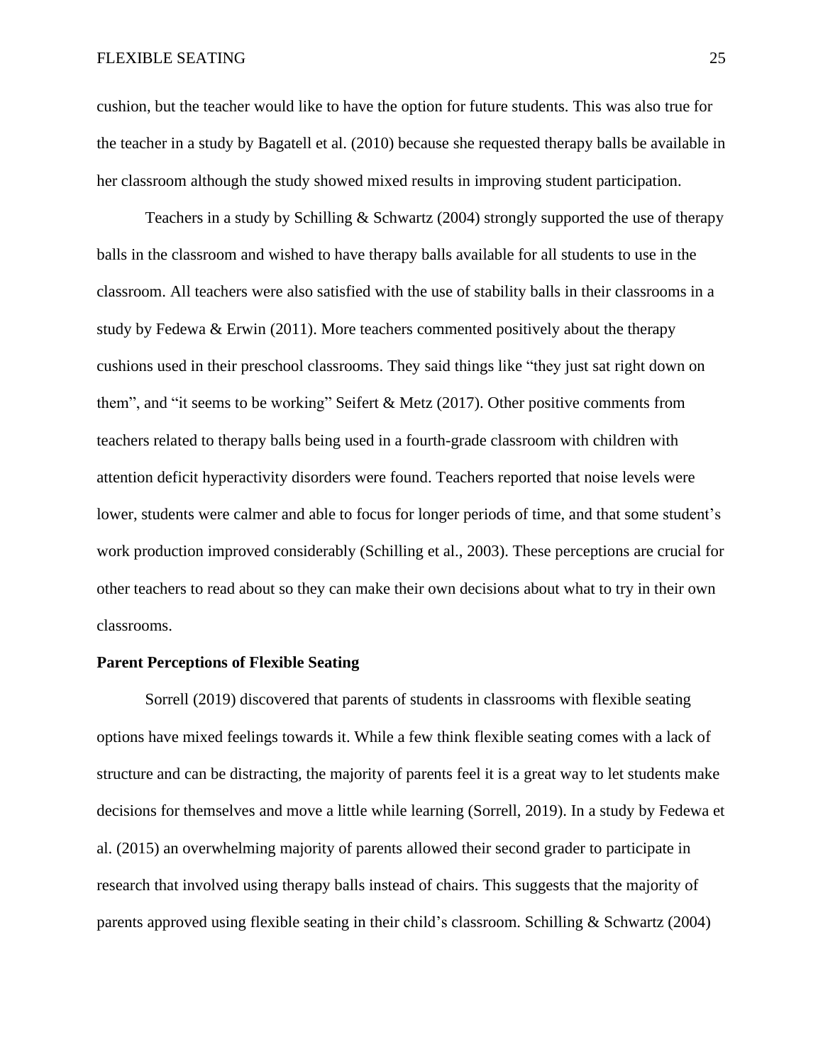cushion, but the teacher would like to have the option for future students. This was also true for the teacher in a study by Bagatell et al. (2010) because she requested therapy balls be available in her classroom although the study showed mixed results in improving student participation.

Teachers in a study by Schilling & Schwartz (2004) strongly supported the use of therapy balls in the classroom and wished to have therapy balls available for all students to use in the classroom. All teachers were also satisfied with the use of stability balls in their classrooms in a study by Fedewa & Erwin (2011). More teachers commented positively about the therapy cushions used in their preschool classrooms. They said things like “they just sat right down on them”, and “it seems to be working” Seifert & Metz (2017). Other positive comments from teachers related to therapy balls being used in a fourth-grade classroom with children with attention deficit hyperactivity disorders were found. Teachers reported that noise levels were lower, students were calmer and able to focus for longer periods of time, and that some student’s work production improved considerably (Schilling et al., 2003). These perceptions are crucial for other teachers to read about so they can make their own decisions about what to try in their own classrooms.

**Parent Perceptions of Flexible Seating**

Sorrell (2019) discovered that parents of students in classrooms with flexible seating options have mixed feelings towards it. While a few think flexible seating comes with a lack of structure and can be distracting, the majority of parents feel it is a great way to let students make decisions for themselves and move a little while learning (Sorrell, 2019). In a study by Fedewa et al. (2015) an overwhelming majority of parents allowed their second grader to participate in research that involved using therapy balls instead of chairs. This suggests that the majority of parents approved using flexible seating in their child’s classroom. Schilling & Schwartz (2004)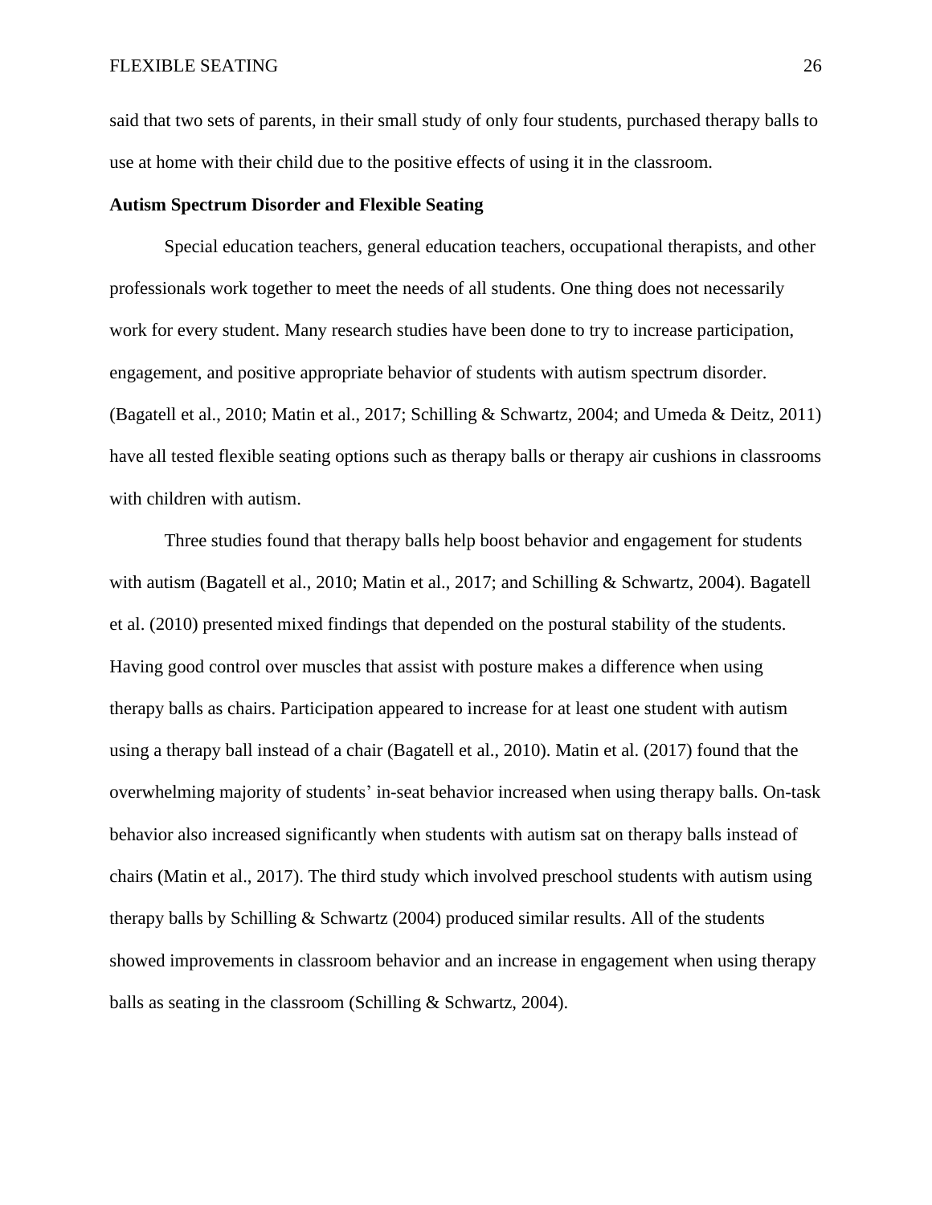said that two sets of parents, in their small study of only four students, purchased therapy balls to use at home with their child due to the positive effects of using it in the classroom.

**Autism Spectrum Disorder and Flexible Seating**

Special education teachers, general education teachers, occupational therapists, and other professionals work together to meet the needs of all students. One thing does not necessarily work for every student. Many research studies have been done to try to increase participation, engagement, and positive appropriate behavior of students with autism spectrum disorder. (Bagatell et al., 2010; Matin et al., 2017; Schilling & Schwartz, 2004; and Umeda & Deitz, 2011) have all tested flexible seating options such as therapy balls or therapy air cushions in classrooms with children with autism.

Three studies found that therapy balls help boost behavior and engagement for students with autism (Bagatell et al., 2010; Matin et al., 2017; and Schilling & Schwartz, 2004). Bagatell et al. (2010) presented mixed findings that depended on the postural stability of the students. Having good control over muscles that assist with posture makes a difference when using therapy balls as chairs. Participation appeared to increase for at least one student with autism using a therapy ball instead of a chair (Bagatell et al., 2010). Matin et al. (2017) found that the overwhelming majority of students' in-seat behavior increased when using therapy balls. On-task behavior also increased significantly when students with autism sat on therapy balls instead of chairs (Matin et al., 2017). The third study which involved preschool students with autism using therapy balls by Schilling & Schwartz (2004) produced similar results. All of the students showed improvements in classroom behavior and an increase in engagement when using therapy balls as seating in the classroom (Schilling & Schwartz, 2004).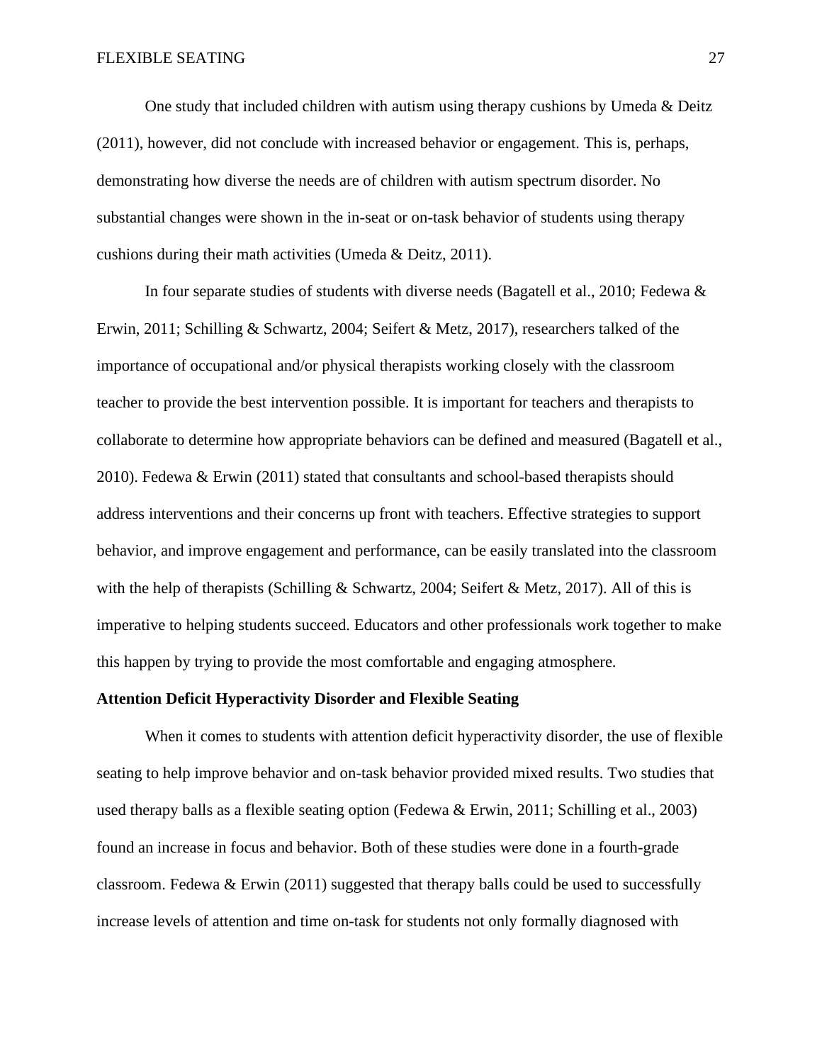One study that included children with autism using therapy cushions by Umeda & Deitz (2011), however, did not conclude with increased behavior or engagement. This is, perhaps, demonstrating how diverse the needs are of children with autism spectrum disorder. No substantial changes were shown in the in-seat or on-task behavior of students using therapy cushions during their math activities (Umeda & Deitz, 2011).

In four separate studies of students with diverse needs (Bagatell et al., 2010; Fedewa & Erwin, 2011; Schilling & Schwartz, 2004; Seifert & Metz, 2017), researchers talked of the importance of occupational and/or physical therapists working closely with the classroom teacher to provide the best intervention possible. It is important for teachers and therapists to collaborate to determine how appropriate behaviors can be defined and measured (Bagatell et al., 2010). Fedewa & Erwin (2011) stated that consultants and school-based therapists should address interventions and their concerns up front with teachers. Effective strategies to support behavior, and improve engagement and performance, can be easily translated into the classroom with the help of therapists (Schilling & Schwartz, 2004; Seifert & Metz, 2017). All of this is imperative to helping students succeed. Educators and other professionals work together to make this happen by trying to provide the most comfortable and engaging atmosphere.

**Attention Deficit Hyperactivity Disorder and Flexible Seating**

When it comes to students with attention deficit hyperactivity disorder, the use of flexible seating to help improve behavior and on-task behavior provided mixed results. Two studies that used therapy balls as a flexible seating option (Fedewa & Erwin, 2011; Schilling et al., 2003) found an increase in focus and behavior. Both of these studies were done in a fourth-grade classroom. Fedewa & Erwin (2011) suggested that therapy balls could be used to successfully increase levels of attention and time on-task for students not only formally diagnosed with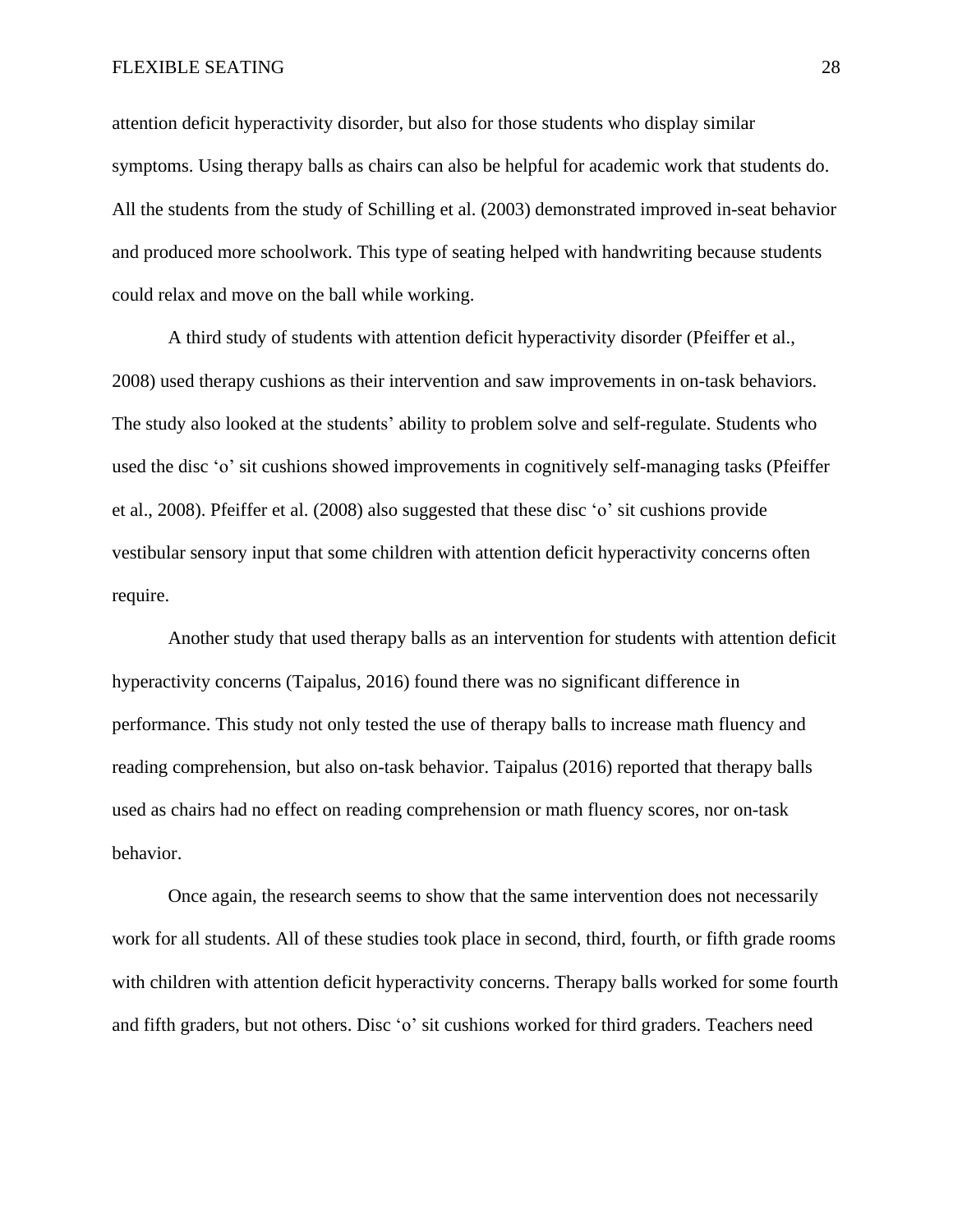attention deficit hyperactivity disorder, but also for those students who display similar symptoms. Using therapy balls as chairs can also be helpful for academic work that students do. All the students from the study of Schilling et al. (2003) demonstrated improved in-seat behavior and produced more schoolwork. This type of seating helped with handwriting because students could relax and move on the ball while working.

A third study of students with attention deficit hyperactivity disorder (Pfeiffer et al., 2008) used therapy cushions as their intervention and saw improvements in on-task behaviors. The study also looked at the students' ability to problem solve and self-regulate. Students who used the disc 'o' sit cushions showed improvements in cognitively self-managing tasks (Pfeiffer et al., 2008). Pfeiffer et al. (2008) also suggested that these disc 'o' sit cushions provide vestibular sensory input that some children with attention deficit hyperactivity concerns often require.

Another study that used therapy balls as an intervention for students with attention deficit hyperactivity concerns (Taipalus, 2016) found there was no significant difference in performance. This study not only tested the use of therapy balls to increase math fluency and reading comprehension, but also on-task behavior. Taipalus (2016) reported that therapy balls used as chairs had no effect on reading comprehension or math fluency scores, nor on-task behavior.

Once again, the research seems to show that the same intervention does not necessarily work for all students. All of these studies took place in second, third, fourth, or fifth grade rooms with children with attention deficit hyperactivity concerns. Therapy balls worked for some fourth and fifth graders, but not others. Disc 'o' sit cushions worked for third graders. Teachers need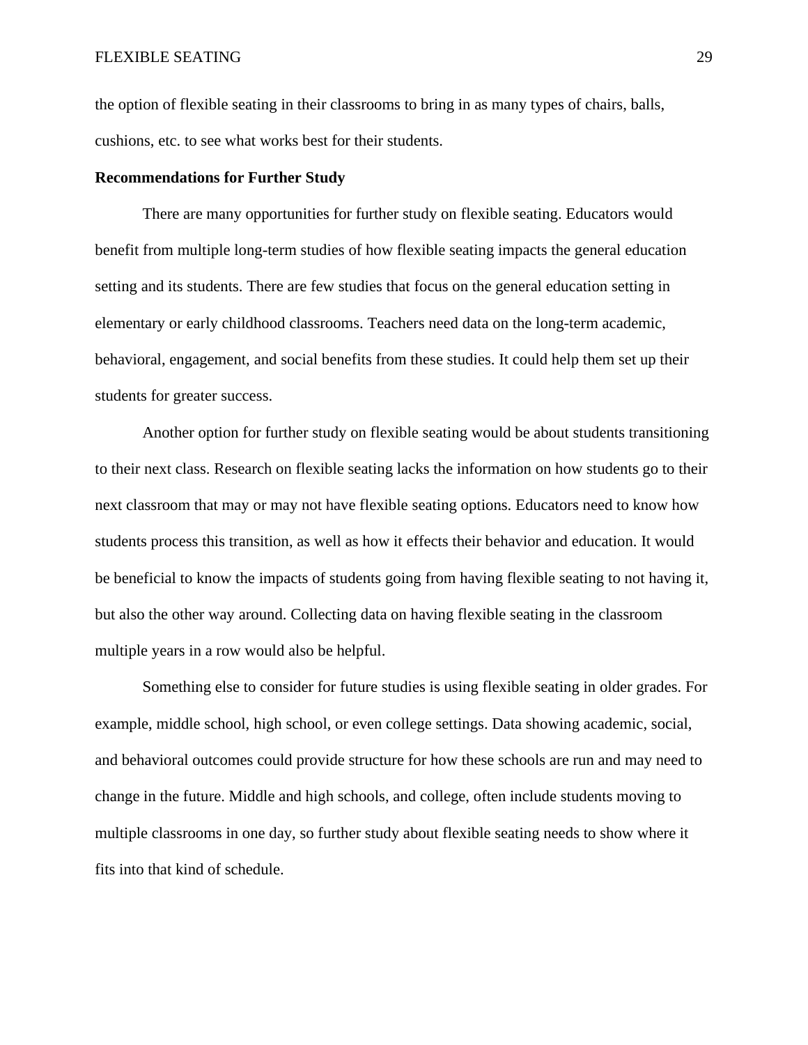the option of flexible seating in their classrooms to bring in as many types of chairs, balls, cushions, etc. to see what works best for their students.

**Recommendations for Further Study**

There are many opportunities for further study on flexible seating. Educators would benefit from multiple long-term studies of how flexible seating impacts the general education setting and its students. There are few studies that focus on the general education setting in elementary or early childhood classrooms. Teachers need data on the long-term academic, behavioral, engagement, and social benefits from these studies. It could help them set up their students for greater success.

Another option for further study on flexible seating would be about students transitioning to their next class. Research on flexible seating lacks the information on how students go to their next classroom that may or may not have flexible seating options. Educators need to know how students process this transition, as well as how it effects their behavior and education. It would be beneficial to know the impacts of students going from having flexible seating to not having it, but also the other way around. Collecting data on having flexible seating in the classroom multiple years in a row would also be helpful.

Something else to consider for future studies is using flexible seating in older grades. For example, middle school, high school, or even college settings. Data showing academic, social, and behavioral outcomes could provide structure for how these schools are run and may need to change in the future. Middle and high schools, and college, often include students moving to multiple classrooms in one day, so further study about flexible seating needs to show where it fits into that kind of schedule.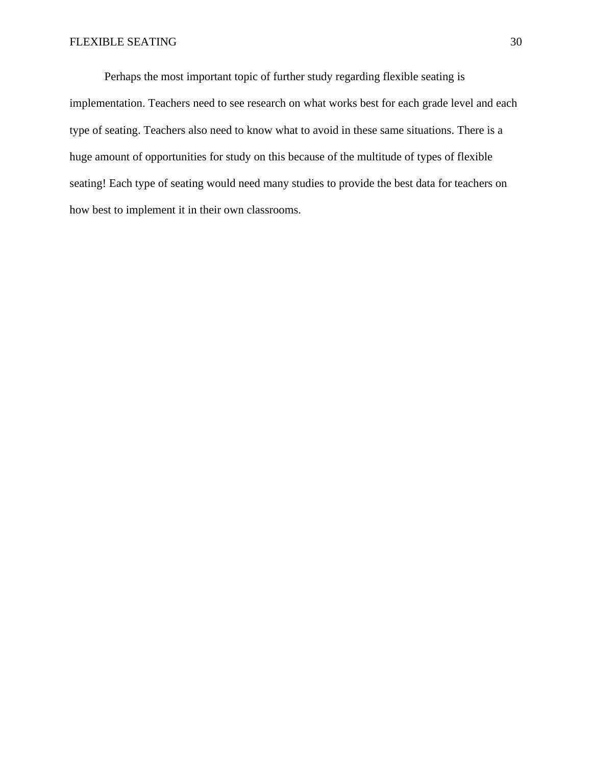Perhaps the most important topic of further study regarding flexible seating is implementation. Teachers need to see research on what works best for each grade level and each type of seating. Teachers also need to know what to avoid in these same situations. There is a huge amount of opportunities for study on this because of the multitude of types of flexible seating! Each type of seating would need many studies to provide the best data for teachers on how best to implement it in their own classrooms.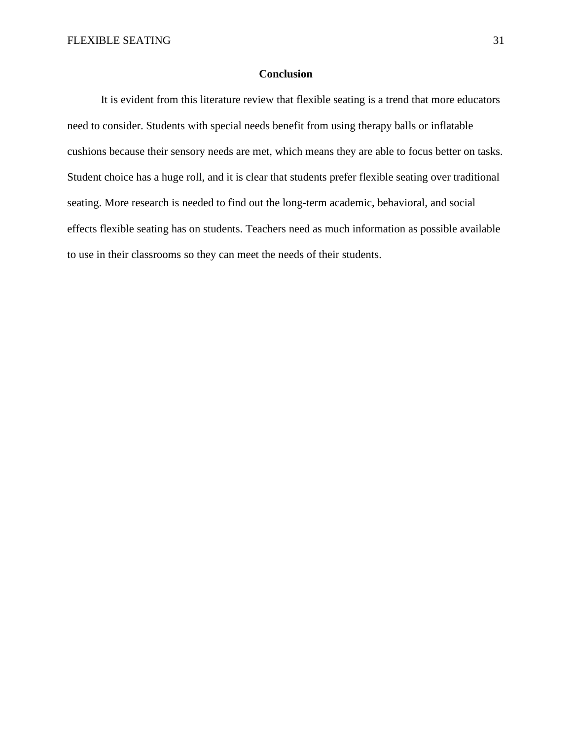## Conclusion

It is evident from this literature review that flexible seating is a trend that more educators need to consider. Students with special needs benefit from using therapy balls or inflatable cushions because their sensory needs are met, which means they are able to focus better on tasks. Student choice has a huge roll, and it is clear that students prefer flexible seating over traditional seating. More research is needed to find out the long-term academic, behavioral, and social effects flexible seating has on students. Teachers need as much information as possible available to use in their classrooms so they can meet the needs of their students.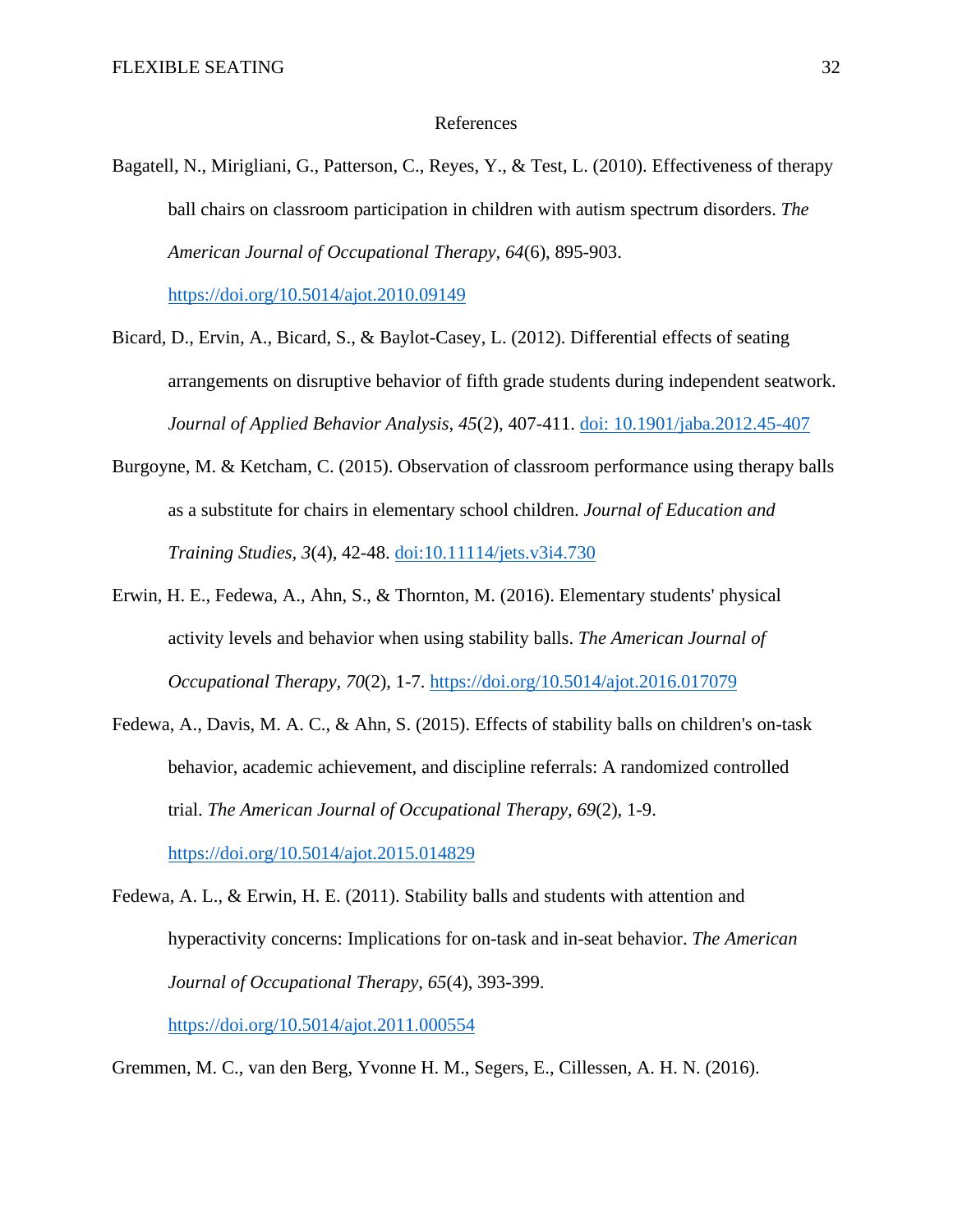# References

Bagatell, N., Mirigliani, G., Patterson, C., Reyes, Y., & Test, L. (2010). Effectiveness of therapy ball chairs on classroom participation in children with autism spectrum disorders. *The American Journal of Occupational Therapy*, *64*(6), 895-903. https://doi.org/10.5014/ajot.2010.09149

Bicard, D., Ervin, A., Bicard, S., & Baylot-Casey, L. (2012). Differential effects of seating arrangements on disruptive behavior of fifth grade students during independent seatwork. *Journal of Applied Behavior Analysis, 45*(2), 407-411. doi: 10.1901/jaba.2012.45-407

Burgoyne, M. & Ketcham, C. (2015). Observation of classroom performance using therapy balls as a substitute for chairs in elementary school children. *Journal of Education and Training Studies*, *3*(4), 42-48. doi:10.11114/jets.v3i4.730

Erwin, H. E., Fedewa, A., Ahn, S., & Thornton, M. (2016). Elementary students' physical activity levels and behavior when using stability balls. *The American Journal of Occupational Therapy*, *70*(2), 1-7. https://doi.org/10.5014/ajot.2016.017079

Fedewa, A., Davis, M. A. C., & Ahn, S. (2015). Effects of stability balls on children's on-task behavior, academic achievement, and discipline referrals: A randomized controlled trial. *The American Journal of Occupational Therapy*, *69*(2), 1-9. https://doi.org/10.5014/ajot.2015.014829

Fedewa, A. L., & Erwin, H. E. (2011). Stability balls and students with attention and hyperactivity concerns: Implications for on-task and in-seat behavior. *The American Journal of Occupational Therapy*, *65*(4), 393-399. https://doi.org/10.5014/ajot.2011.000554

Gremmen, M. C., van den Berg, Yvonne H. M., Segers, E., Cillessen, A. H. N. (2016).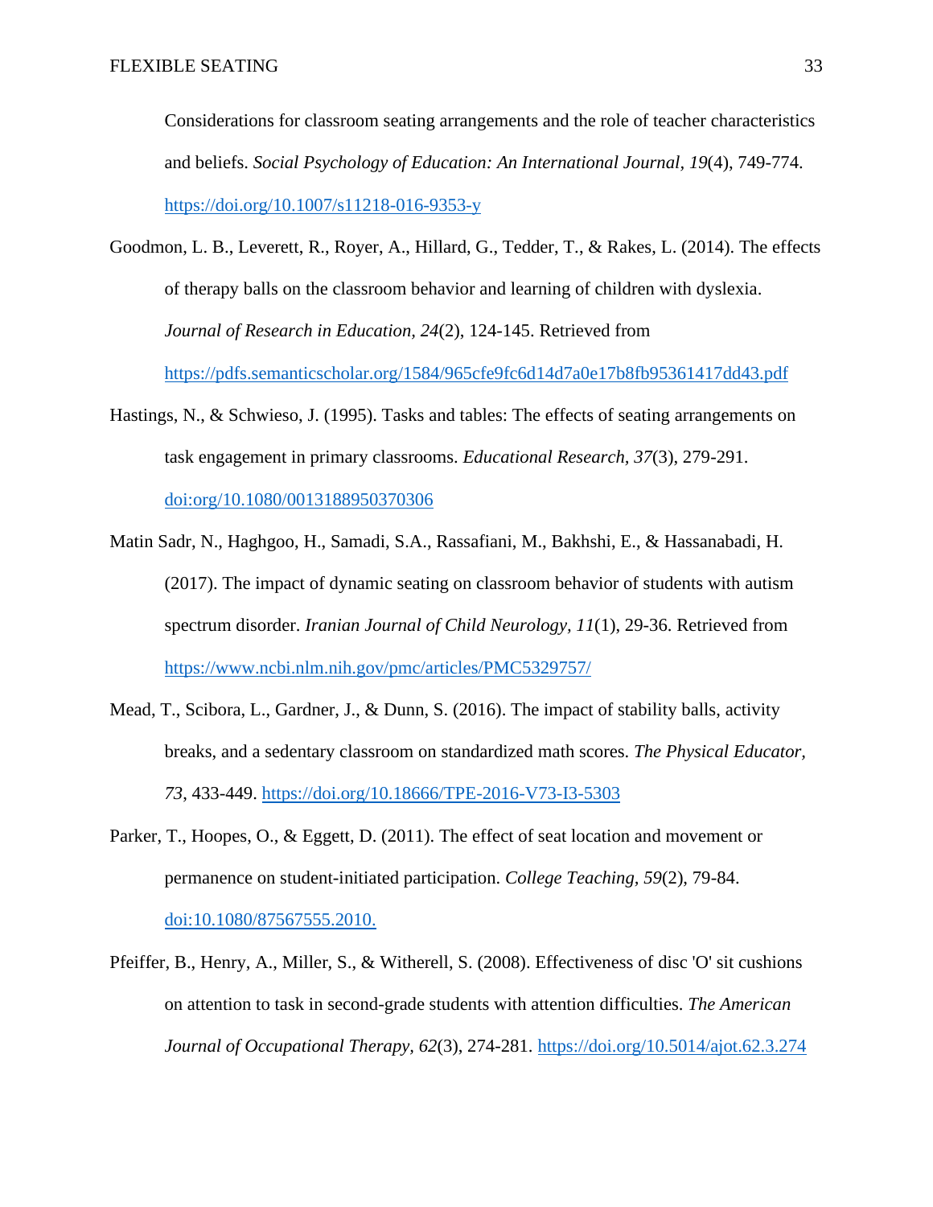Considerations for classroom seating arrangements and the role of teacher characteristics and beliefs. *Social Psychology of Education: An International Journal*, *19*(4), 749-774. https://doi.org/10.1007/s11218-016-9353-y

Goodmon, L. B., Leverett, R., Royer, A., Hillard, G., Tedder, T., & Rakes, L. (2014). The effects of therapy balls on the classroom behavior and learning of children with dyslexia. *Journal of Research in Education, 24*(2), 124-145. Retrieved from https://pdfs.semanticscholar.org/1584/965cfe9fc6d14d7a0e17b8fb95361417dd43.pdf

Hastings, N., & Schwieso, J. (1995). Tasks and tables: The effects of seating arrangements on task engagement in primary classrooms. *Educational Research, 37*(3), 279-291. doi:org/10.1080/0013188950370306

Matin Sadr, N., Haghgoo, H., Samadi, S.A., Rassafiani, M., Bakhshi, E., & Hassanabadi, H. (2017). The impact of dynamic seating on classroom behavior of students with autism spectrum disorder. *Iranian Journal of Child Neurology, 11*(1), 29-36. Retrieved from https://www.ncbi.nlm.nih.gov/pmc/articles/PMC5329757/

Mead, T., Scibora, L., Gardner, J., & Dunn, S. (2016). The impact of stability balls, activity breaks, and a sedentary classroom on standardized math scores. *The Physical Educator, 73*, 433-449. https://doi.org/10.18666/TPE-2016-V73-I3-5303

Parker, T., Hoopes, O., & Eggett, D. (2011). The effect of seat location and movement or permanence on student-initiated participation. *College Teaching, 59*(2), 79-84. doi:10.1080/87567555.2010.

Pfeiffer, B., Henry, A., Miller, S., & Witherell, S. (2008). Effectiveness of disc 'O' sit cushions on attention to task in second-grade students with attention difficulties. *The American Journal of Occupational Therapy, 62*(3), 274-281. https://doi.org/10.5014/ajot.62.3.274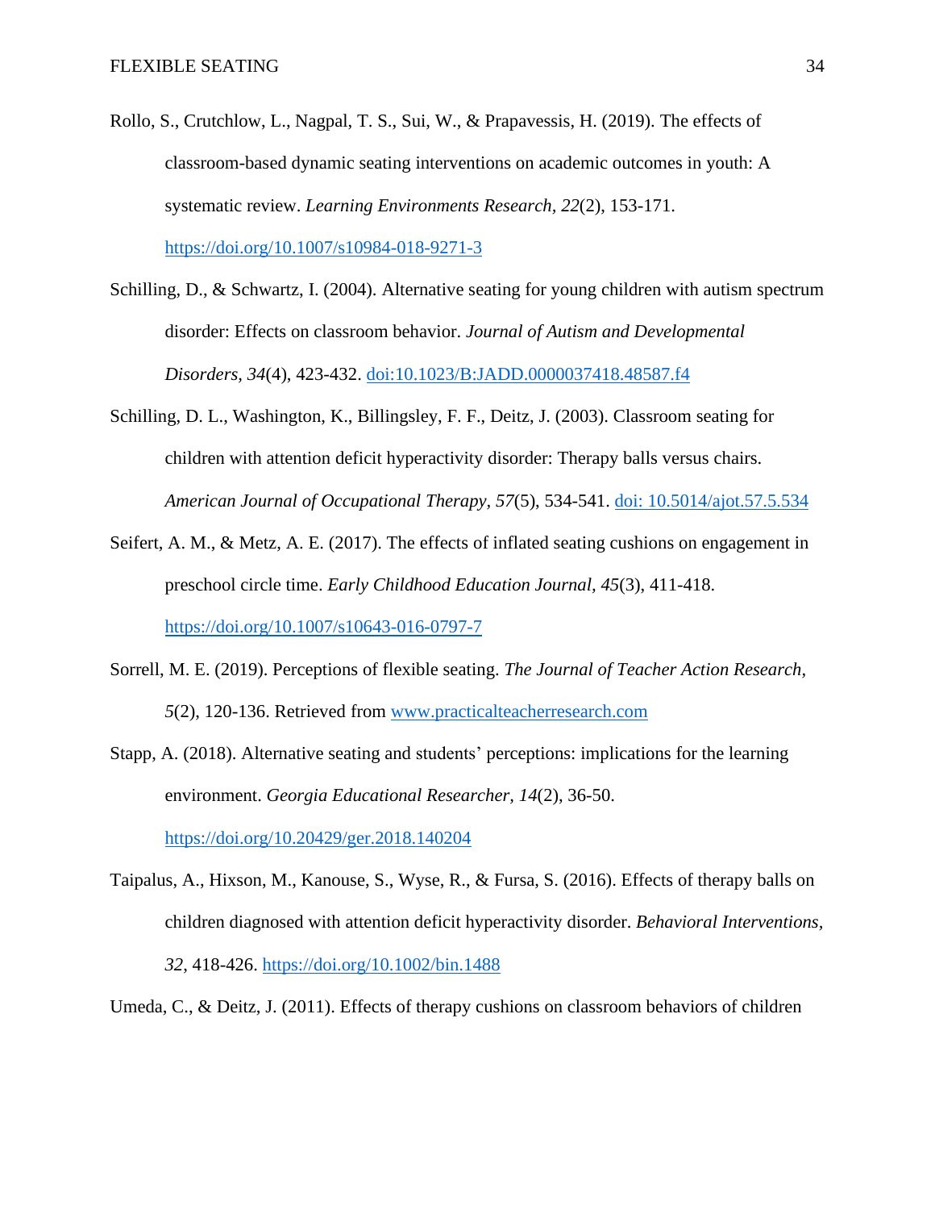Rollo, S., Crutchlow, L., Nagpal, T. S., Sui, W., & Prapavessis, H. (2019). The effects of classroom-based dynamic seating interventions on academic outcomes in youth: A systematic review. *Learning Environments Research, 22*(2), 153-171. https://doi.org/10.1007/s10984-018-9271-3

Schilling, D., & Schwartz, I. (2004). Alternative seating for young children with autism spectrum disorder: Effects on classroom behavior. *Journal of Autism and Developmental Disorders, 34*(4), 423-432. doi:10.1023/B:JADD.0000037418.48587.f4

Schilling, D. L., Washington, K., Billingsley, F. F., Deitz, J. (2003). Classroom seating for children with attention deficit hyperactivity disorder: Therapy balls versus chairs. *American Journal of Occupational Therapy, 57*(5), 534-541. doi: 10.5014/ajot.57.5.534

Seifert, A. M., & Metz, A. E. (2017). The effects of inflated seating cushions on engagement in preschool circle time. *Early Childhood Education Journal, 45*(3), 411-418. https://doi.org/10.1007/s10643-016-0797-7

Sorrell, M. E. (2019). Perceptions of flexible seating. *The Journal of Teacher Action Research, 5*(2), 120-136. Retrieved from www.practicalteacherresearch.com

Stapp, A. (2018). Alternative seating and students' perceptions: implications for the learning environment. *Georgia Educational Researcher, 14*(2), 36-50. https://doi.org/10.20429/ger.2018.140204

Taipalus, A., Hixson, M., Kanouse, S., Wyse, R., & Fursa, S. (2016). Effects of therapy balls on children diagnosed with attention deficit hyperactivity disorder. *Behavioral Interventions, 32*, 418-426. https://doi.org/10.1002/bin.1488

Umeda, C., & Deitz, J. (2011). Effects of therapy cushions on classroom behaviors of children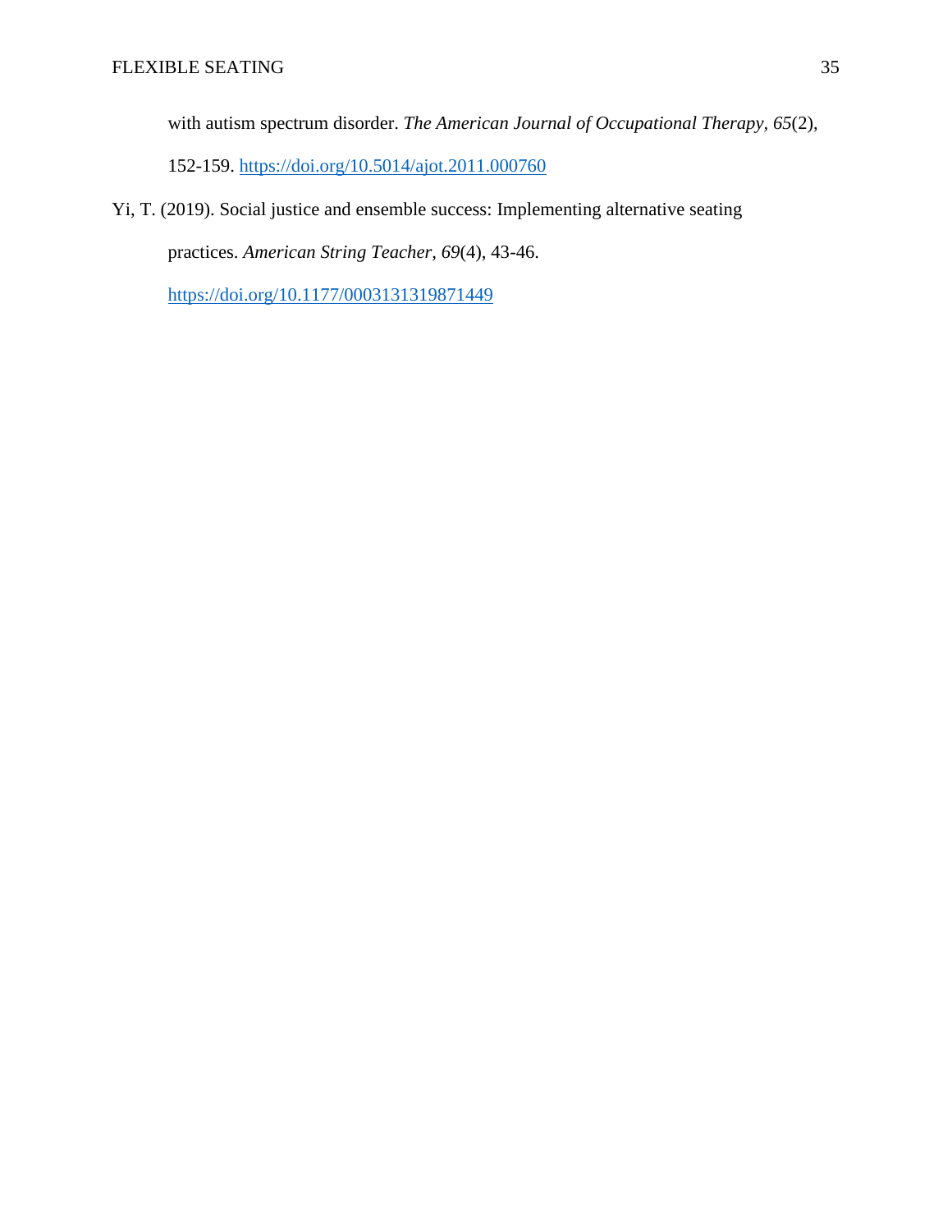with autism spectrum disorder. *The American Journal of Occupational Therapy*, *65*(2), 152-159. https://doi.org/10.5014/ajot.2011.000760

Yi, T. (2019). Social justice and ensemble success: Implementing alternative seating practices. *American String Teacher, 69*(4), 43-46. https://doi.org/10.1177/0003131319871449